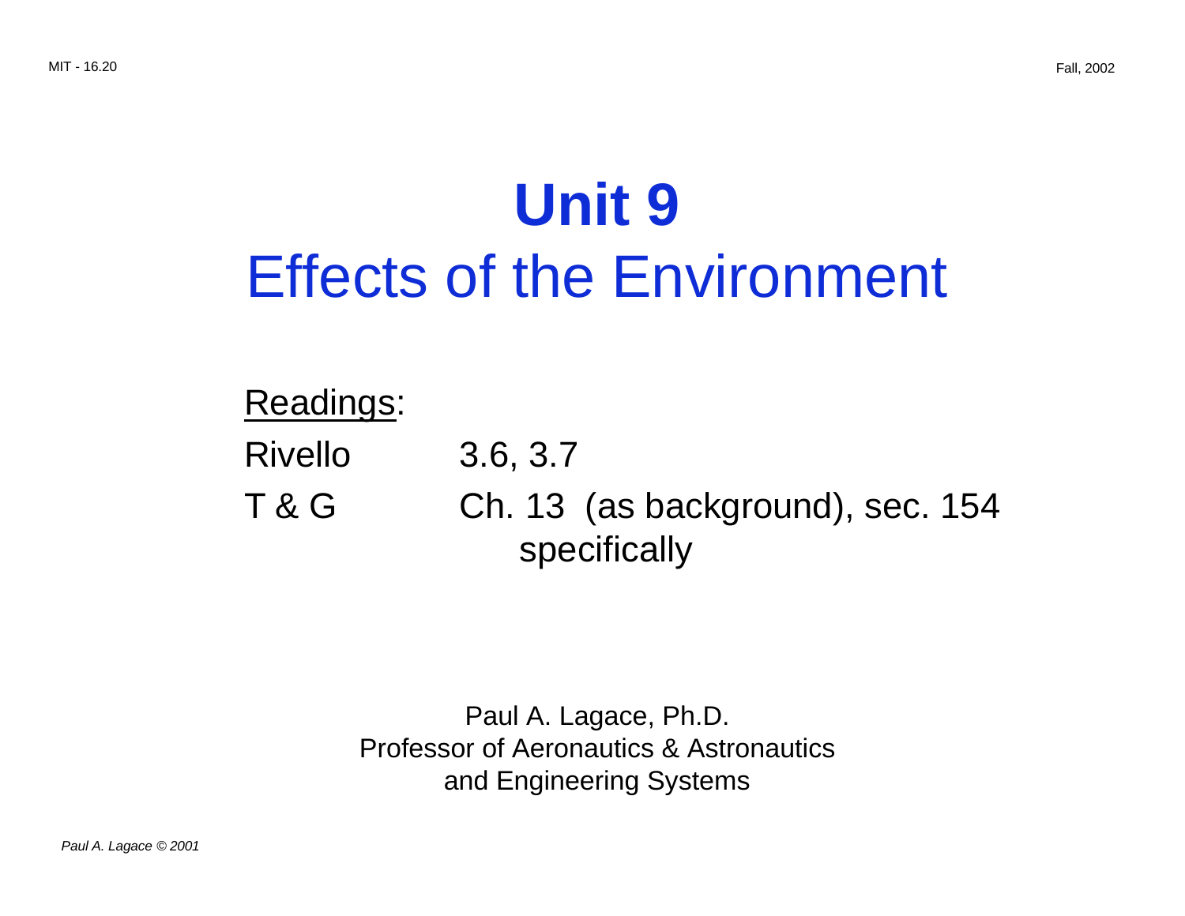# Unit 9
## Effects of the Environment

<u>Readings</u>:

Rivello 3.6, 3.7

T & G Ch. 13 (as background), sec. 154 specifically

Paul A. Lagace, Ph.D.
Professor of Aeronautics & Astronautics
and Engineering Systems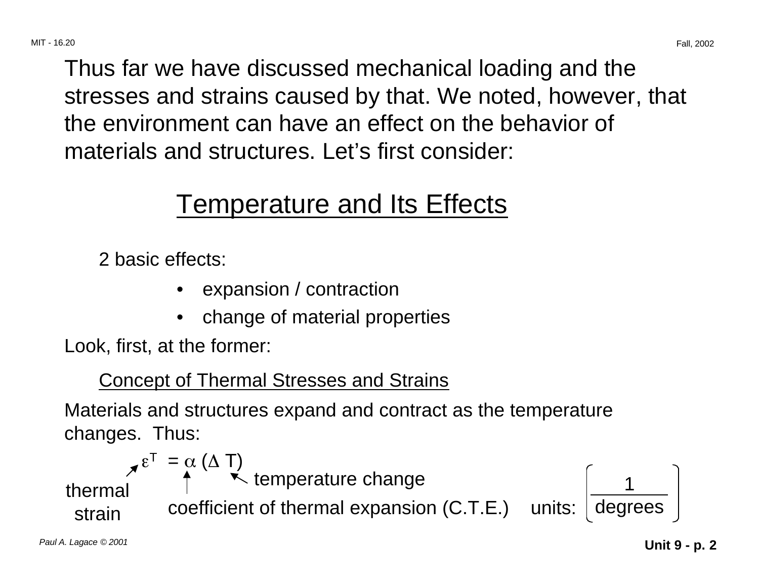Thus far we have discussed mechanical loading and the stresses and strains caused by that. We noted, however, that the environment can have an effect on the behavior of materials and structures. Let's first consider:

# Temperature and Its Effects

2 basic effects:

- expansion / contraction
- change of material properties

Look, first, at the former:

## Concept of Thermal Stresses and Strains

Materials and structures expand and contract as the temperature changes. Thus:

$$\varepsilon^T = \alpha \, (\Delta T)$$

- $\varepsilon^T$: thermal strain
- $\alpha$: coefficient of thermal expansion (C.T.E.)  units: $\left[ \frac{1}{\text{degrees}} \right]$
- $\Delta T$: temperature change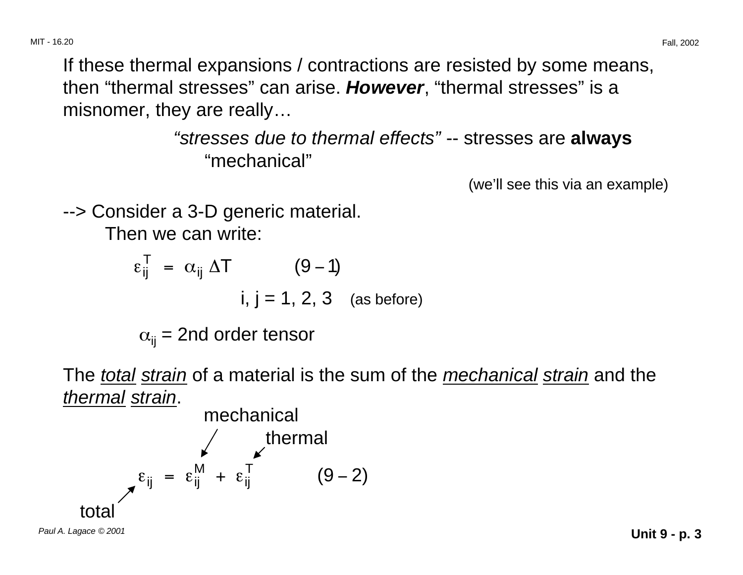If these thermal expansions / contractions are resisted by some means, then "thermal stresses" can arise. ***However***, "thermal stresses" is a misnomer, they are really…

*"stresses due to thermal effects"* -- stresses are **always** "mechanical"

(we'll see this via an example)

--> Consider a 3-D generic material.
Then we can write:

$$\varepsilon_{ij}^{T} = \alpha_{ij} \, \Delta T \qquad (9-1)$$

i, j = 1, 2, 3 (as before)

$\alpha_{ij}$ = 2nd order tensor

The <u>total</u> <u>strain</u> of a material is the sum of the <u>mechanical</u> <u>strain</u> and the <u>thermal</u> <u>strain</u>.

$$\underbrace{\varepsilon_{ij}}_{\text{total}} = \underbrace{\varepsilon_{ij}^{M}}_{\text{mechanical}} + \underbrace{\varepsilon_{ij}^{T}}_{\text{thermal}} \qquad (9-2)$$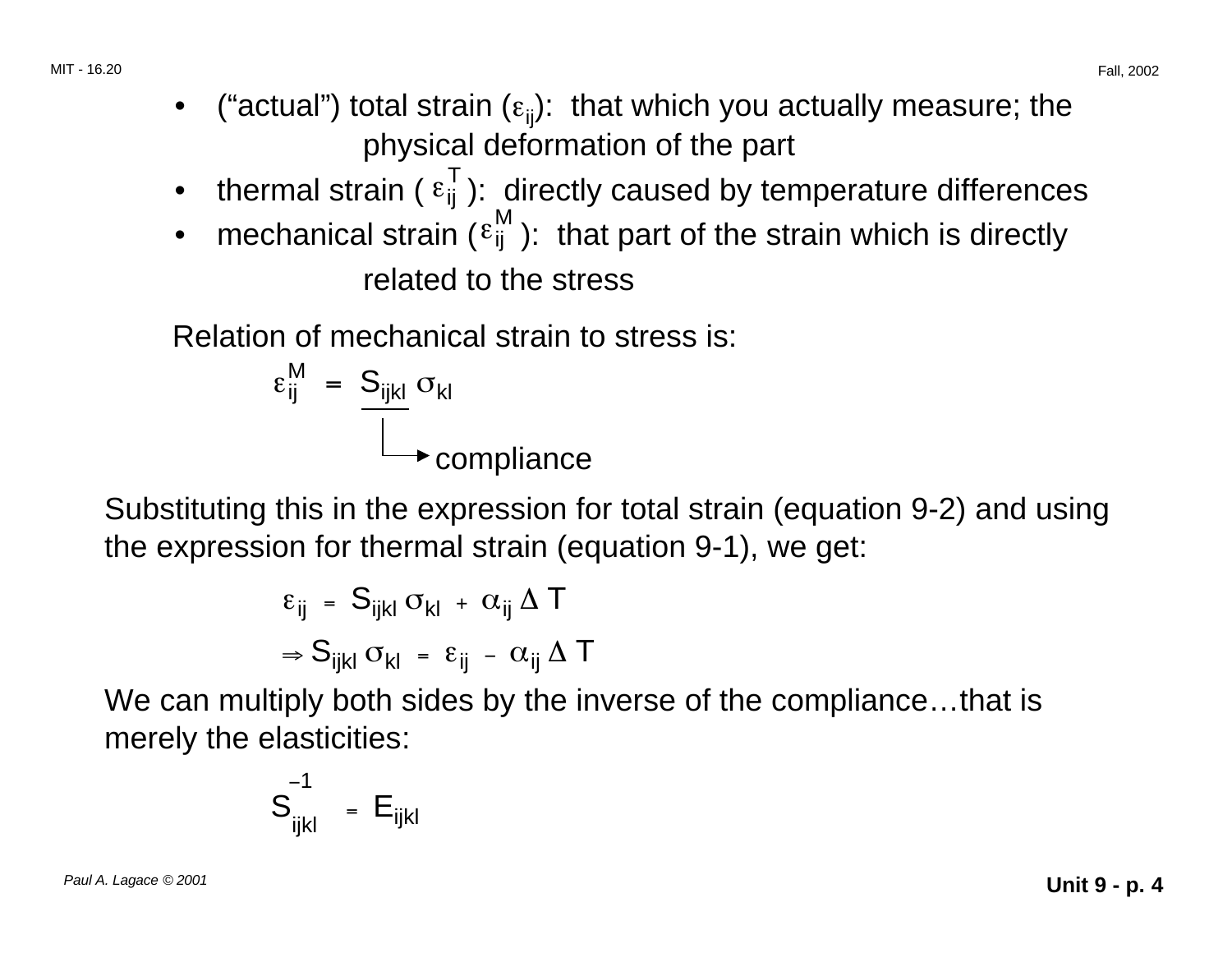- ("actual") total strain ($\varepsilon_{ij}$): that which you actually measure; the physical deformation of the part
- thermal strain ($\varepsilon_{ij}^{T}$): directly caused by temperature differences
- mechanical strain ($\varepsilon_{ij}^{M}$): that part of the strain which is directly related to the stress

Relation of mechanical strain to stress is:

$$\varepsilon_{ij}^{M} = \underline{S_{ijkl}} \, \sigma_{kl}$$

$\quad \quad \quad \quad \quad \quad \quad \quad \quad \quad \quad \quad \quad \quad \quad \quad \quad \quad \quad \quad \quad \quad \quad \quad \quad \quad$ → compliance

Substituting this in the expression for total strain (equation 9-2) and using the expression for thermal strain (equation 9-1), we get:

$$\varepsilon_{ij} = S_{ijkl} \, \sigma_{kl} + \alpha_{ij} \, \Delta T$$

$$\Rightarrow S_{ijkl} \, \sigma_{kl} = \varepsilon_{ij} - \alpha_{ij} \, \Delta T$$

We can multiply both sides by the inverse of the compliance…that is merely the elasticities:

$$S_{ijkl}^{-1} = E_{ijkl}$$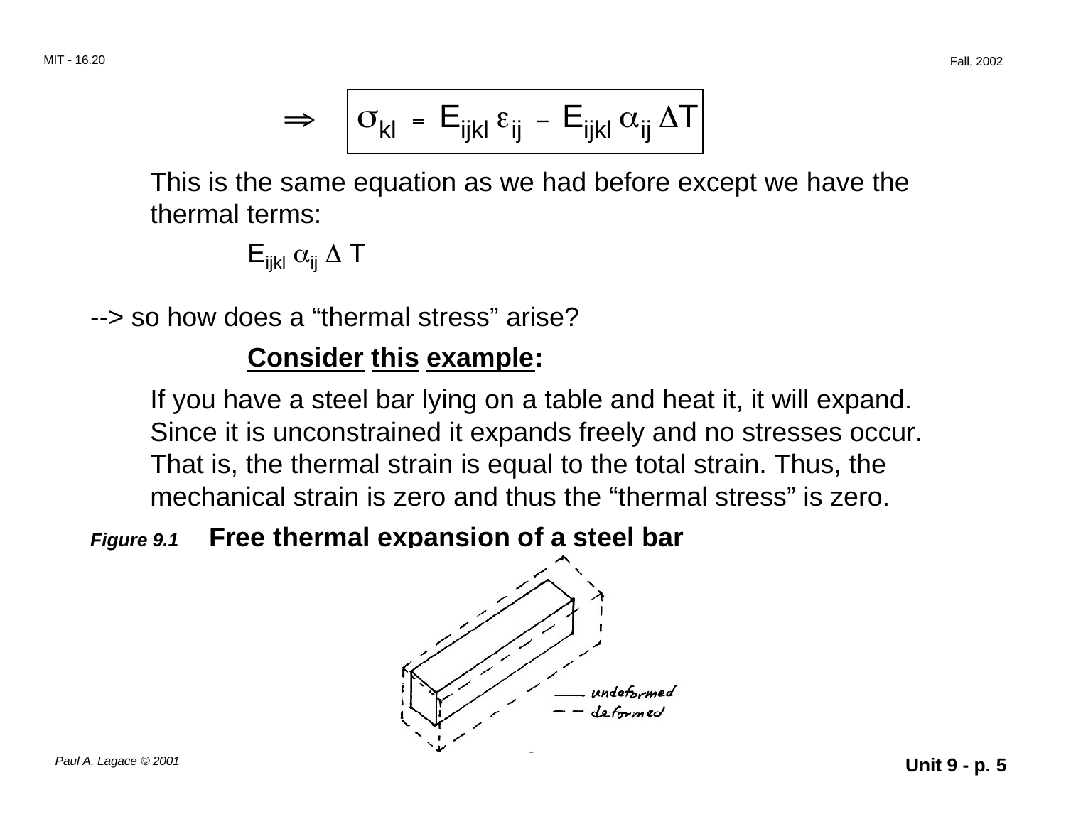$$\Rightarrow \quad \boxed{\sigma_{kl} = E_{ijkl}\, \varepsilon_{ij} - E_{ijkl}\, \alpha_{ij}\, \Delta T}$$

This is the same equation as we had before except we have the thermal terms:

$$E_{ijkl}\, \alpha_{ij}\, \Delta T$$

--> so how does a “thermal stress” arise?

**Consider this example:**

If you have a steel bar lying on a table and heat it, it will expand. Since it is unconstrained it expands freely and no stresses occur. That is, the thermal strain is equal to the total strain. Thus, the mechanical strain is zero and thus the “thermal stress” is zero.

***Figure 9.1*** **Free thermal expansion of a steel bar**

—— undeformed
– – deformed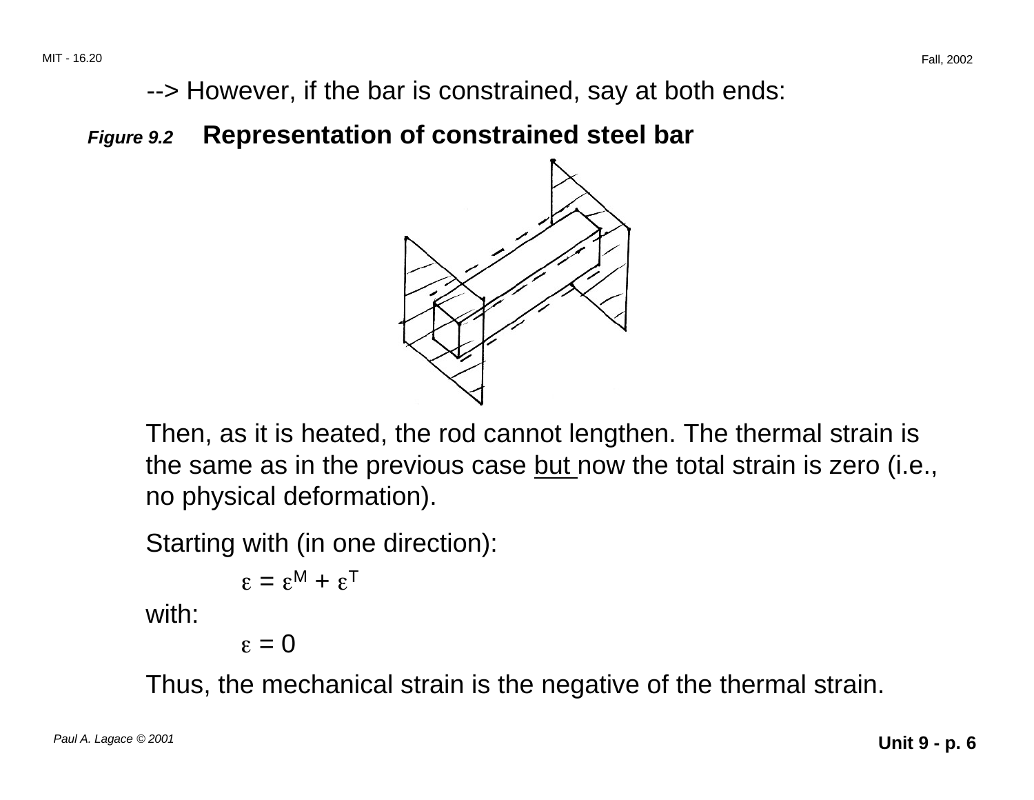--> However, if the bar is constrained, say at both ends:

***Figure 9.2*** **Representation of constrained steel bar**

Then, as it is heated, the rod cannot lengthen. The thermal strain is the same as in the previous case <u>but</u> now the total strain is zero (i.e., no physical deformation).

Starting with (in one direction):

$$\varepsilon = \varepsilon^M + \varepsilon^T$$

with:

$$\varepsilon = 0$$

Thus, the mechanical strain is the negative of the thermal strain.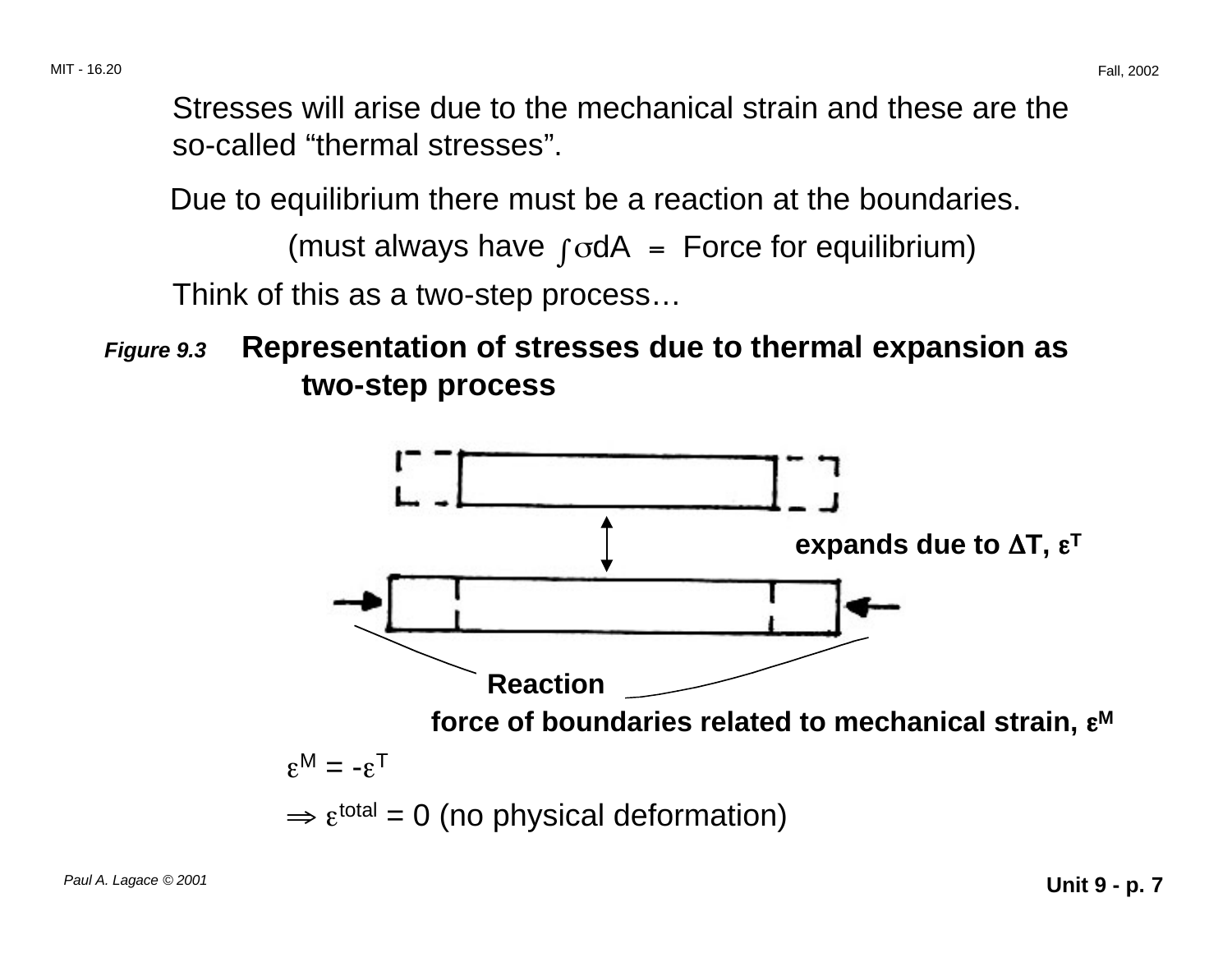Stresses will arise due to the mechanical strain and these are the so-called “thermal stresses”.

Due to equilibrium there must be a reaction at the boundaries.

(must always have $\int \sigma dA = $ Force for equilibrium)

Think of this as a two-step process…

*Figure 9.3* **Representation of stresses due to thermal expansion as two-step process**

**expands due to $\Delta T$, $\varepsilon^T$**

**Reaction**

**force of boundaries related to mechanical strain, $\varepsilon^M$**

$\varepsilon^M = -\varepsilon^T$

$\Rightarrow \varepsilon^{total} = 0$ (no physical deformation)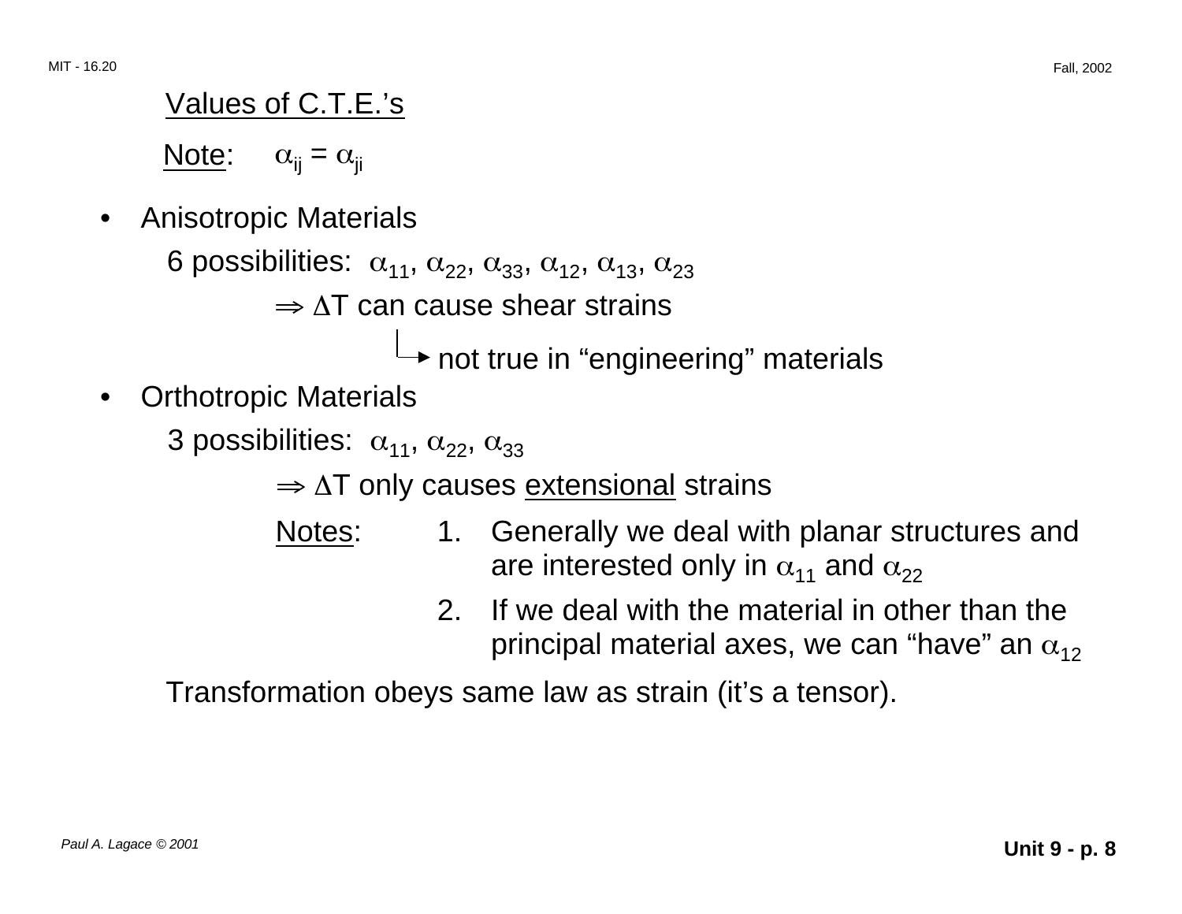## Values of C.T.E.'s

Note: $\alpha_{ij} = \alpha_{ji}$

- Anisotropic Materials

  6 possibilities: $\alpha_{11}$, $\alpha_{22}$, $\alpha_{33}$, $\alpha_{12}$, $\alpha_{13}$, $\alpha_{23}$

  $\Rightarrow \Delta T$ can cause shear strains

  → not true in "engineering" materials

- Orthotropic Materials

  3 possibilities: $\alpha_{11}$, $\alpha_{22}$, $\alpha_{33}$

  $\Rightarrow \Delta T$ only causes extensional strains

  Notes:
  1. Generally we deal with planar structures and are interested only in $\alpha_{11}$ and $\alpha_{22}$
  2. If we deal with the material in other than the principal material axes, we can "have" an $\alpha_{12}$

Transformation obeys same law as strain (it's a tensor).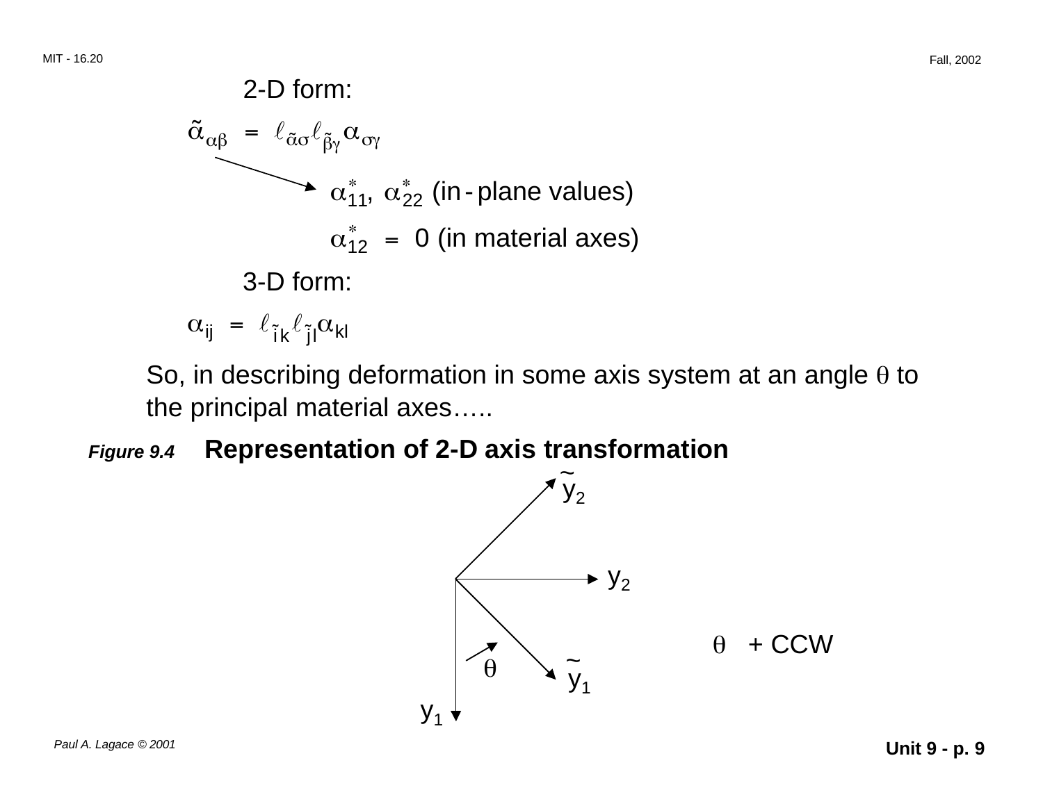2-D form:

$$\tilde{\alpha}_{\alpha\beta} = \ell_{\tilde{\alpha}\sigma}\ell_{\tilde{\beta}\gamma}\alpha_{\sigma\gamma}$$

$\alpha_{11}^*$, $\alpha_{22}^*$ (in-plane values)

$\alpha_{12}^* = 0$ (in material axes)

3-D form:

$$\alpha_{ij} = \ell_{\tilde{i}k}\ell_{\tilde{j}l}\alpha_{kl}$$

So, in describing deformation in some axis system at an angle $\theta$ to the principal material axes…..

***Figure 9.4*** **Representation of 2-D axis transformation**

$\tilde{y}_2$

$y_2$

$\theta$ + CCW

$\theta$

$\tilde{y}_1$

$y_1$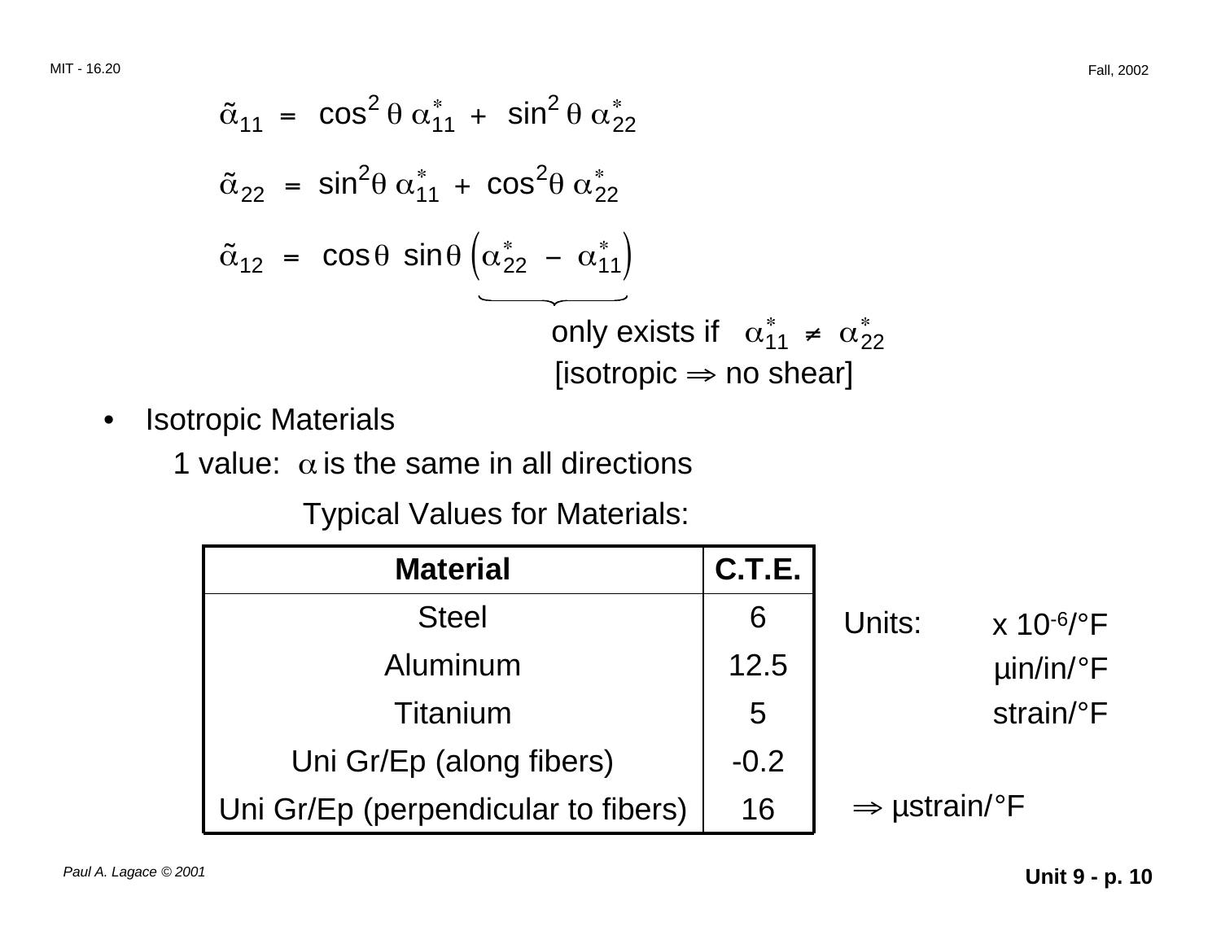$$\tilde{\alpha}_{11} = \cos^2\theta \, \alpha^*_{11} + \sin^2\theta \, \alpha^*_{22}$$

$$\tilde{\alpha}_{22} = \sin^2\theta \, \alpha^*_{11} + \cos^2\theta \, \alpha^*_{22}$$

$$\tilde{\alpha}_{12} = \cos\theta \, \sin\theta \underbrace{\left(\alpha^*_{22} - \alpha^*_{11}\right)}$$

only exists if $\alpha^*_{11} \neq \alpha^*_{22}$
[isotropic $\Rightarrow$ no shear]

- Isotropic Materials

  1 value: $\alpha$ is the same in all directions

Typical Values for Materials:

| Material | C.T.E. |
|---|---|
| Steel | 6 |
| Aluminum | 12.5 |
| Titanium | 5 |
| Uni Gr/Ep (along fibers) | -0.2 |
| Uni Gr/Ep (perpendicular to fibers) | 16 |

Units: $\times 10^{-6}$/°F
µin/in/°F
strain/°F

$\Rightarrow$ µstrain/°F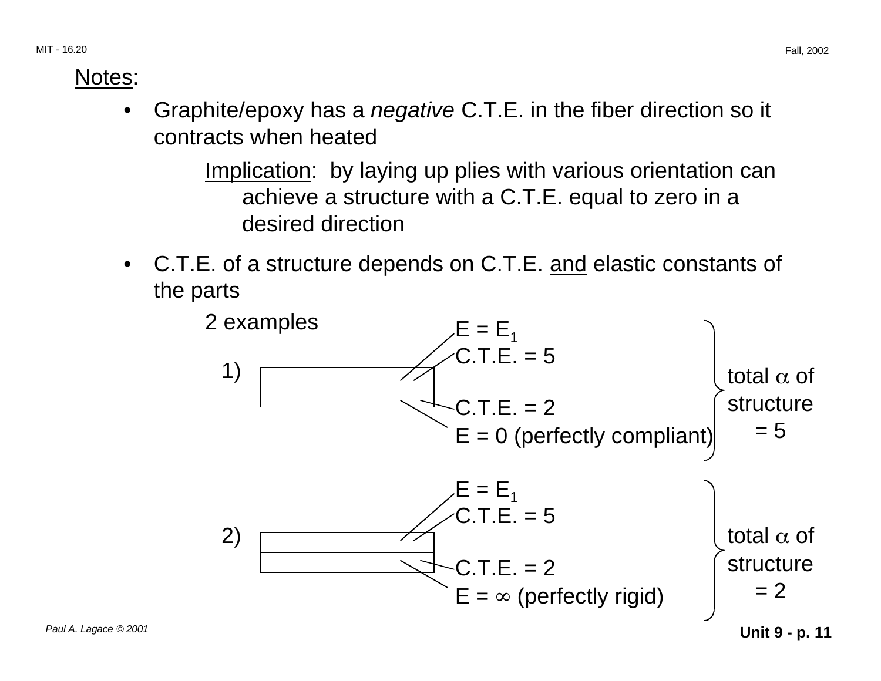Notes:

- Graphite/epoxy has a *negative* C.T.E. in the fiber direction so it contracts when heated

  Implication: by laying up plies with various orientation can achieve a structure with a C.T.E. equal to zero in a desired direction

- C.T.E. of a structure depends on C.T.E. and elastic constants of the parts

  2 examples

  1)
  - Top layer: $E = E_1$, C.T.E. = 5
  - Bottom layer: C.T.E. = 2, E = 0 (perfectly compliant)
  - total $\alpha$ of structure = 5

  2)
  - Top layer: $E = E_1$, C.T.E. = 5
  - Bottom layer: C.T.E. = 2, $E = \infty$ (perfectly rigid)
  - total $\alpha$ of structure = 2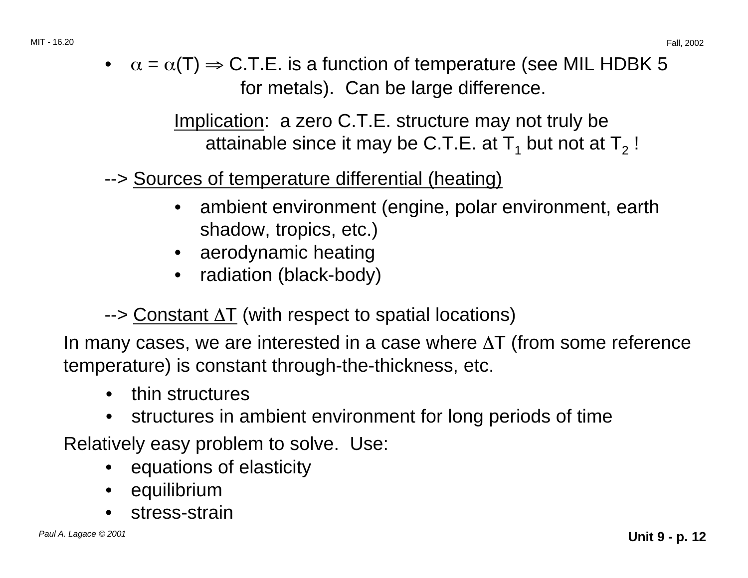- $\alpha = \alpha(T) \Rightarrow$ C.T.E. is a function of temperature (see MIL HDBK 5 for metals). Can be large difference.

  Implication: a zero C.T.E. structure may not truly be attainable since it may be C.T.E. at $T_1$ but not at $T_2$ !

--> Sources of temperature differential (heating)

- ambient environment (engine, polar environment, earth shadow, tropics, etc.)
- aerodynamic heating
- radiation (black-body)

--> Constant $\Delta T$ (with respect to spatial locations)

In many cases, we are interested in a case where $\Delta T$ (from some reference temperature) is constant through-the-thickness, etc.

- thin structures
- structures in ambient environment for long periods of time

Relatively easy problem to solve. Use:

- equations of elasticity
- equilibrium
- stress-strain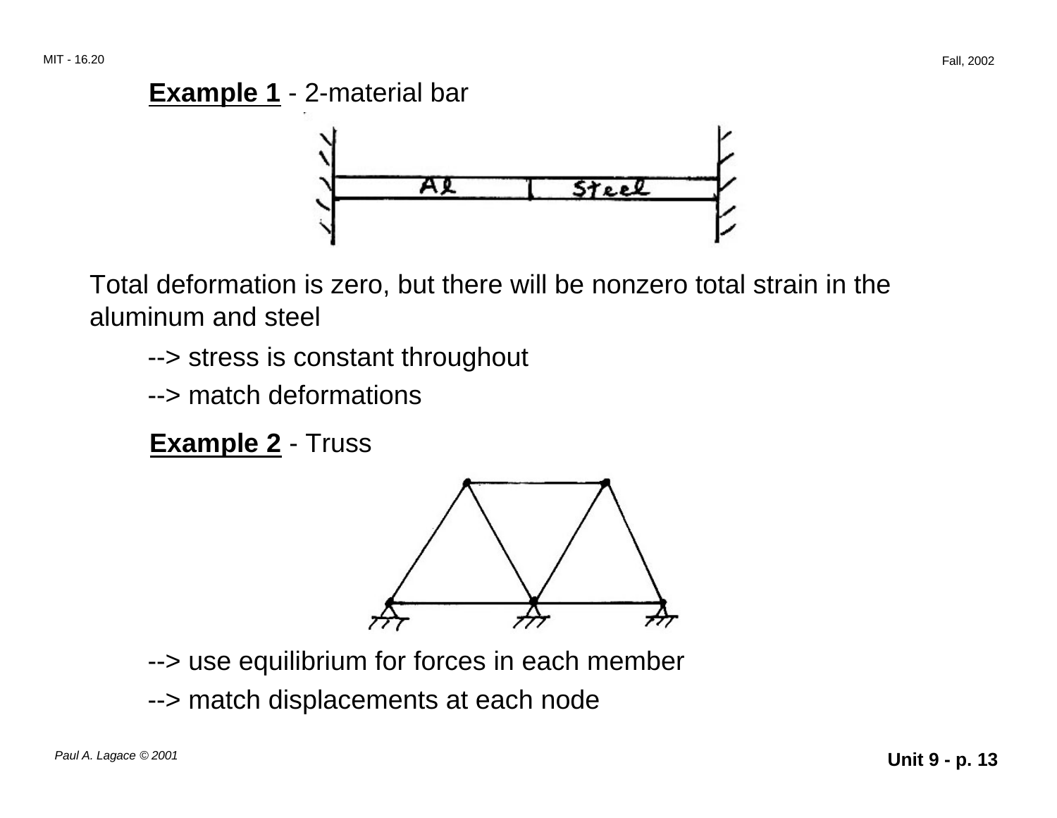**Example 1** - 2-material bar

Total deformation is zero, but there will be nonzero total strain in the aluminum and steel

--> stress is constant throughout

--> match deformations

**Example 2** - Truss

--> use equilibrium for forces in each member

--> match displacements at each node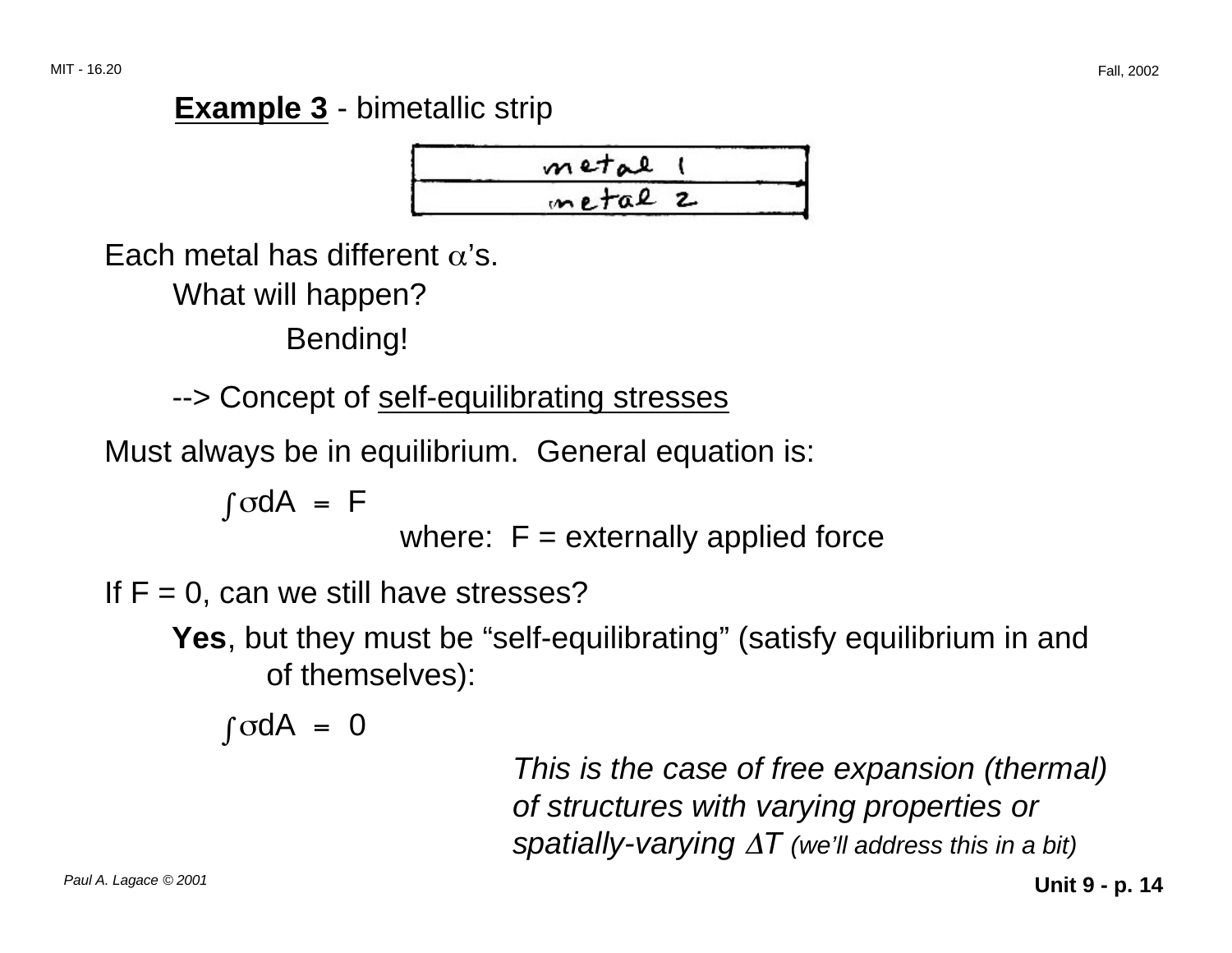**Example 3** - bimetallic strip

metal 1

metal 2

Each metal has different $\alpha$'s.

What will happen?

Bending!

--> Concept of self-equilibrating stresses

Must always be in equilibrium. General equation is:

$$\int \sigma dA = F$$

where: F = externally applied force

If F = 0, can we still have stresses?

**Yes**, but they must be "self-equilibrating" (satisfy equilibrium in and of themselves):

$$\int \sigma dA = 0$$

*This is the case of free expansion (thermal) of structures with varying properties or spatially-varying $\Delta T$ (we'll address this in a bit)*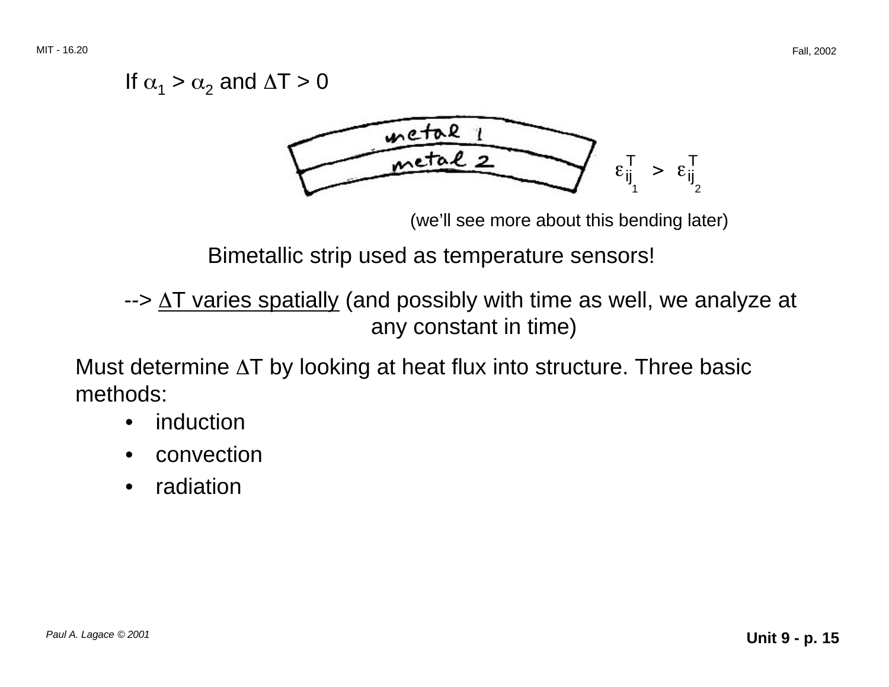If $\alpha_1 > \alpha_2$ and $\Delta T > 0$

metal 1

metal 2

$$\varepsilon^T_{ij_1} > \varepsilon^T_{ij_2}$$

(we'll see more about this bending later)

Bimetallic strip used as temperature sensors!

--> $\Delta T$ varies spatially (and possibly with time as well, we analyze at any constant in time)

Must determine $\Delta T$ by looking at heat flux into structure. Three basic methods:

- induction
- convection
- radiation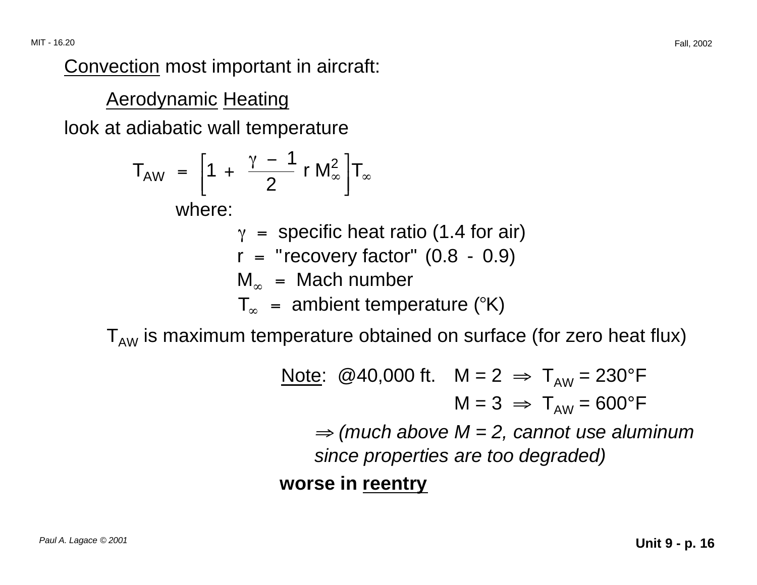<u>Convection</u> most important in aircraft:

<u>Aerodynamic</u> <u>Heating</u>

look at adiabatic wall temperature

$$T_{AW} = \left[1 + \frac{\gamma - 1}{2} r M_\infty^2\right] T_\infty$$

where:

$\gamma$ = specific heat ratio (1.4 for air)

$r$ = "recovery factor" (0.8 - 0.9)

$M_\infty$ = Mach number

$T_\infty$ = ambient temperature (°K)

$T_{AW}$ is maximum temperature obtained on surface (for zero heat flux)

<u>Note</u>: @40,000 ft. $M = 2 \Rightarrow T_{AW} = 230°F$

$M = 3 \Rightarrow T_{AW} = 600°F$

$\Rightarrow$ *(much above M = 2, cannot use aluminum since properties are too degraded)*

**worse in <u>reentry</u>**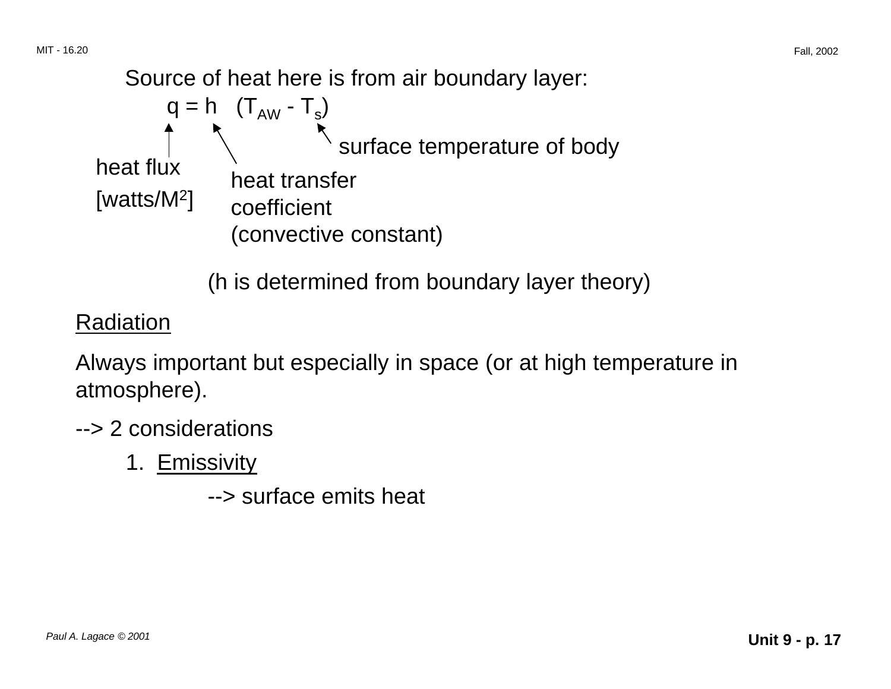Source of heat here is from air boundary layer:

$$q = h \ (T_{AW} - T_s)$$

- $q$ — heat flux [watts/M$^2$]
- $h$ — heat transfer coefficient (convective constant)
- $T_s$ — surface temperature of body

(h is determined from boundary layer theory)

<u>Radiation</u>

Always important but especially in space (or at high temperature in atmosphere).

--> 2 considerations

1. <u>Emissivity</u>

    --> surface emits heat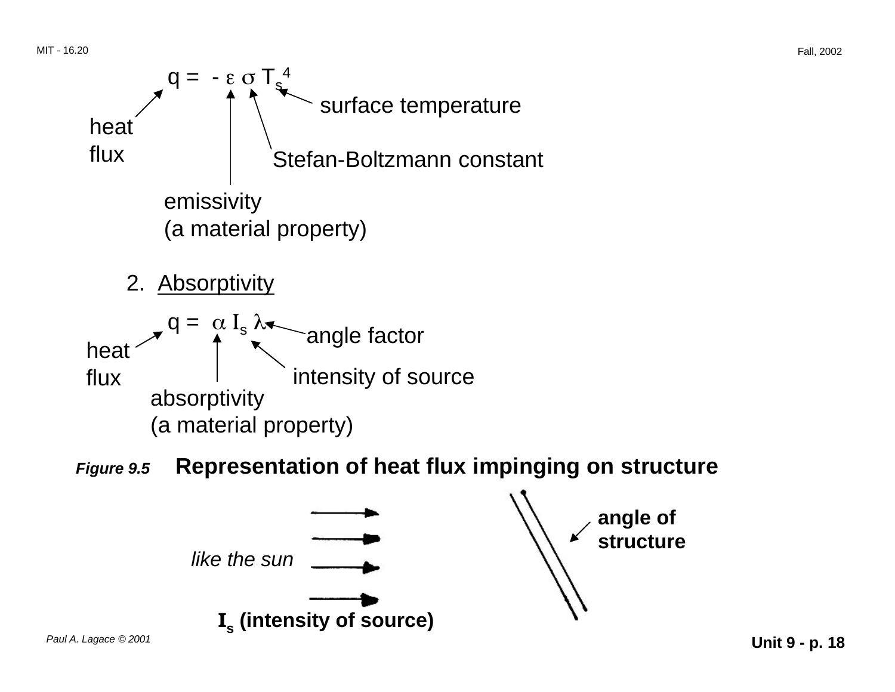$$q = - \varepsilon \sigma T_s^4$$

- heat flux: $q$
- emissivity (a material property): $\varepsilon$
- Stefan-Boltzmann constant: $\sigma$
- surface temperature: $T_s$

2. Absorptivity

$$q = \alpha I_s \lambda$$

- heat flux: $q$
- absorptivity (a material property): $\alpha$
- intensity of source: $I_s$
- angle factor: $\lambda$

*Figure 9.5* **Representation of heat flux impinging on structure**

*like the sun*

**$I_s$ (intensity of source)**

**angle of structure**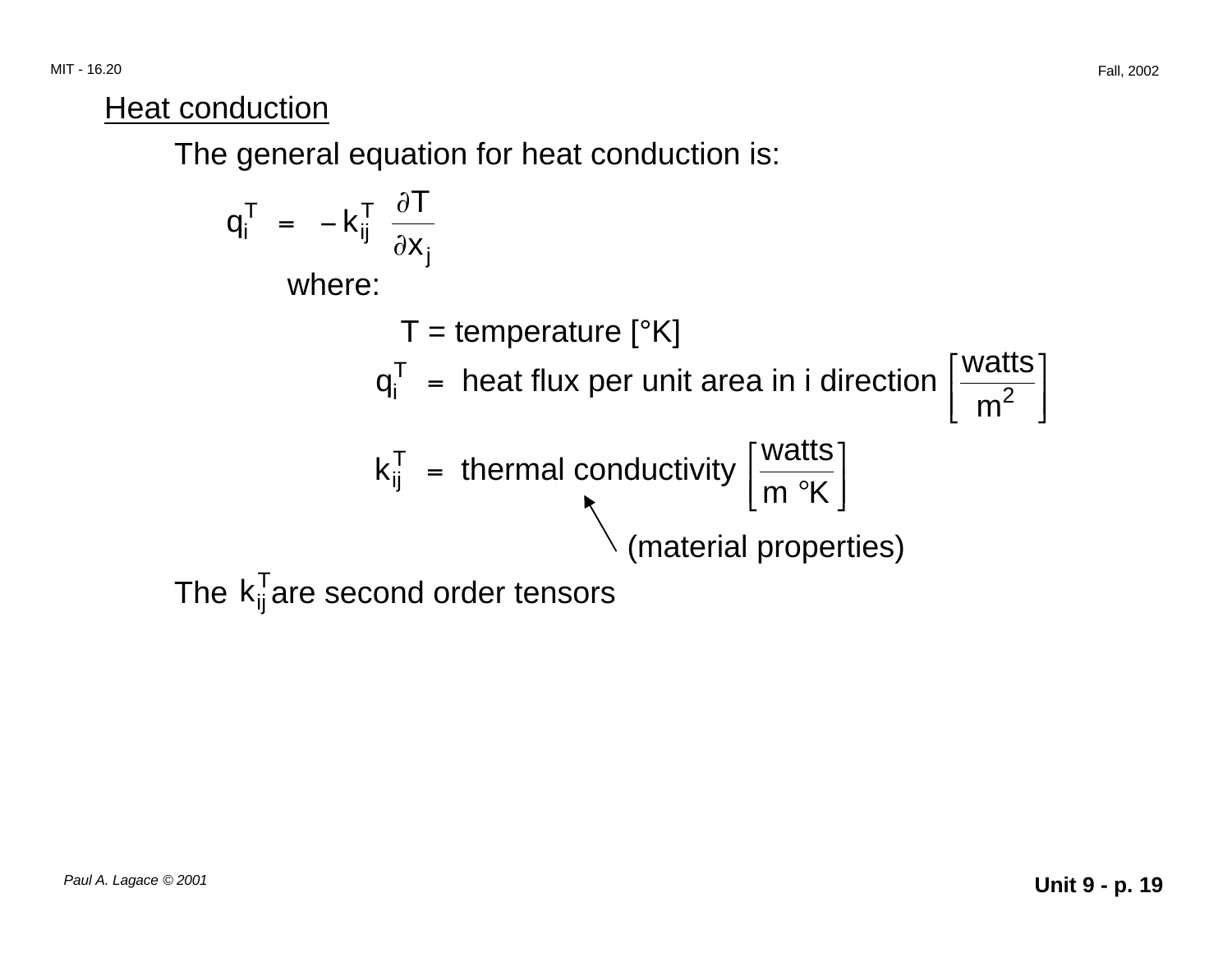## Heat conduction

The general equation for heat conduction is:

$$q_i^T = -k_{ij}^T \frac{\partial T}{\partial x_j}$$

where:

$T$ = temperature [°K]

$q_i^T$ = heat flux per unit area in i direction $\left[\frac{\text{watts}}{\text{m}^2}\right]$

$k_{ij}^T$ = thermal conductivity $\left[\frac{\text{watts}}{\text{m °K}}\right]$

(material properties)

The $k_{ij}^T$ are second order tensors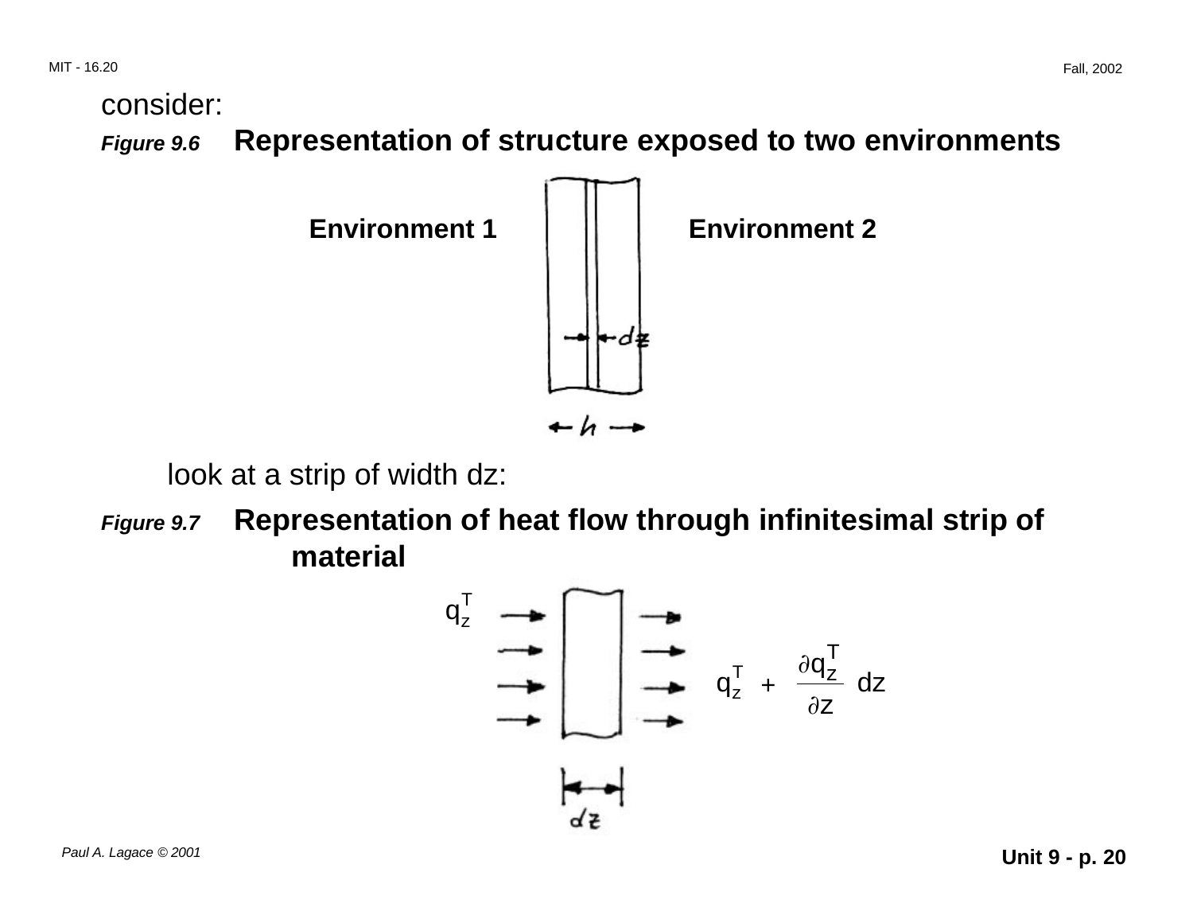consider:

***Figure 9.6*** **Representation of structure exposed to two environments**

**Environment 1** **Environment 2**

$dz$

$h$

look at a strip of width dz:

***Figure 9.7*** **Representation of heat flow through infinitesimal strip of material**

$q_z^T$

$q_z^T + \frac{\partial q_z^T}{\partial z} dz$

$dz$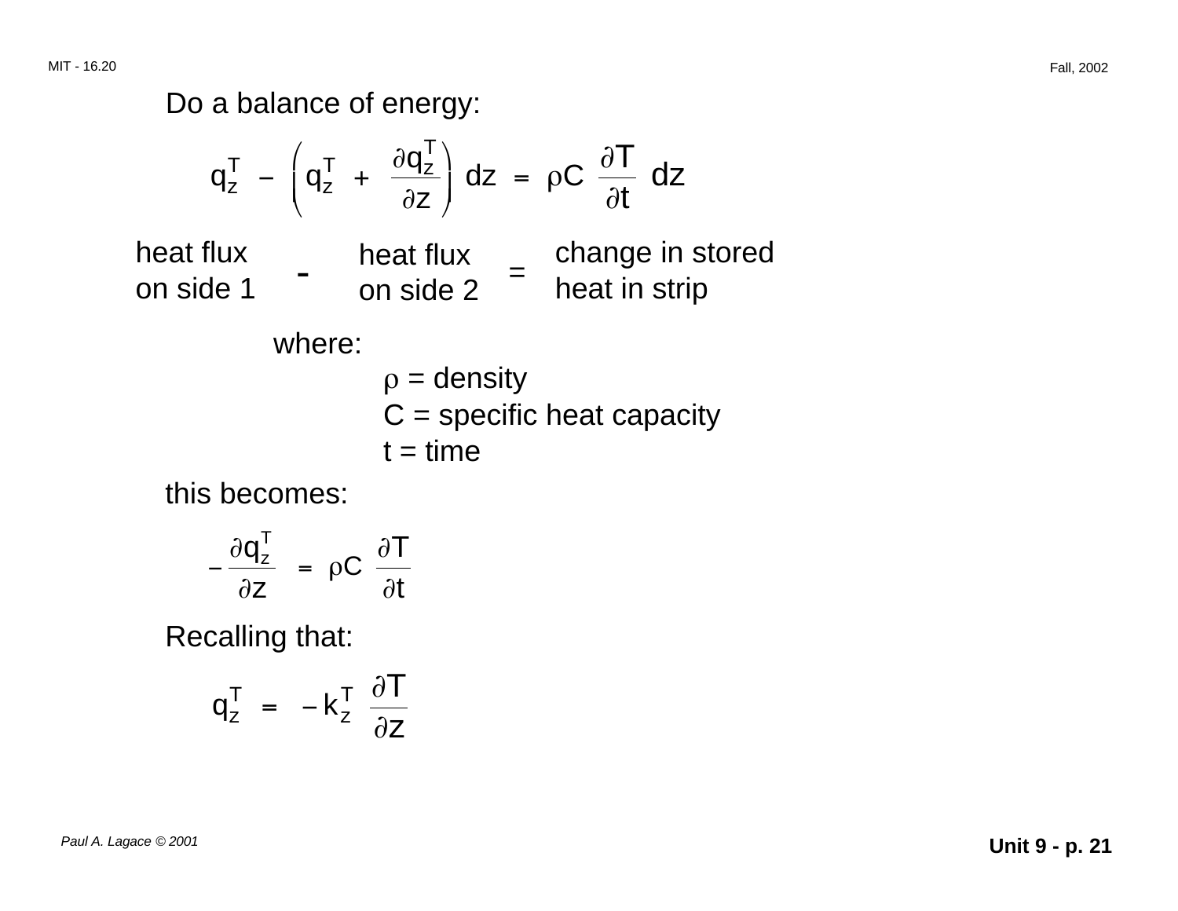Do a balance of energy:

$$q_z^T - \left( q_z^T + \frac{\partial q_z^T}{\partial z} \right) dz = \rho C \frac{\partial T}{\partial t} dz$$

heat flux on side 1 - heat flux on side 2 = change in stored heat in strip

where:

- $\rho$ = density
- C = specific heat capacity
- t = time

this becomes:

$$- \frac{\partial q_z^T}{\partial z} = \rho C \frac{\partial T}{\partial t}$$

Recalling that:

$$q_z^T = - k_z^T \frac{\partial T}{\partial z}$$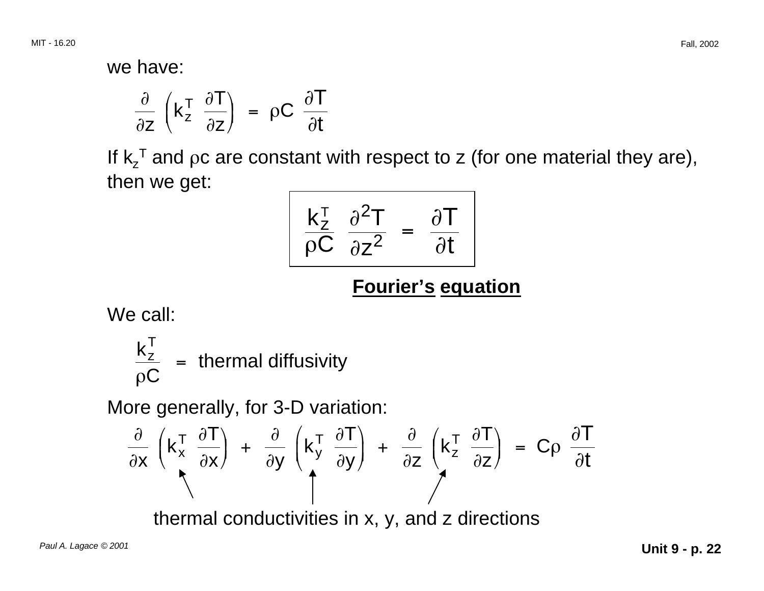we have:

$$\frac{\partial}{\partial z}\left(k_z^T \frac{\partial T}{\partial z}\right) = \rho C \frac{\partial T}{\partial t}$$

If $k_z^T$ and $\rho c$ are constant with respect to z (for one material they are), then we get:

$$\boxed{\frac{k_z^T}{\rho C} \frac{\partial^2 T}{\partial z^2} = \frac{\partial T}{\partial t}}$$

**Fourier's equation**

We call:

$$\frac{k_z^T}{\rho C} = \text{thermal diffusivity}$$

More generally, for 3-D variation:

$$\frac{\partial}{\partial x}\left(k_x^T \frac{\partial T}{\partial x}\right) + \frac{\partial}{\partial y}\left(k_y^T \frac{\partial T}{\partial y}\right) + \frac{\partial}{\partial z}\left(k_z^T \frac{\partial T}{\partial z}\right) = C\rho \frac{\partial T}{\partial t}$$

thermal conductivities in x, y, and z directions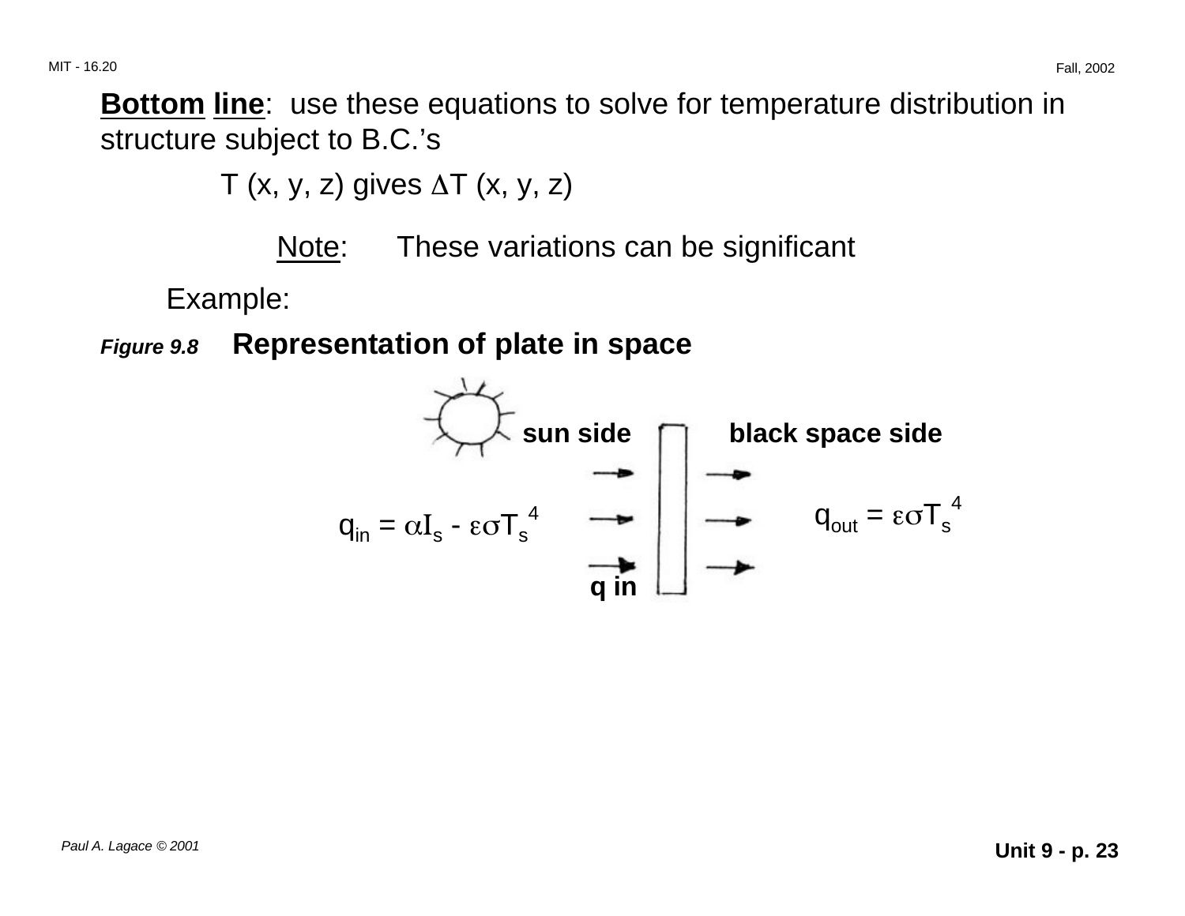**Bottom line**: use these equations to solve for temperature distribution in structure subject to B.C.'s

T (x, y, z) gives ΔT (x, y, z)

Note: These variations can be significant

Example:

*Figure 9.8* **Representation of plate in space**

**sun side** **black space side**

$q_{in} = \alpha I_s - \varepsilon \sigma T_s^4$

$q_{out} = \varepsilon \sigma T_s^4$

**q in**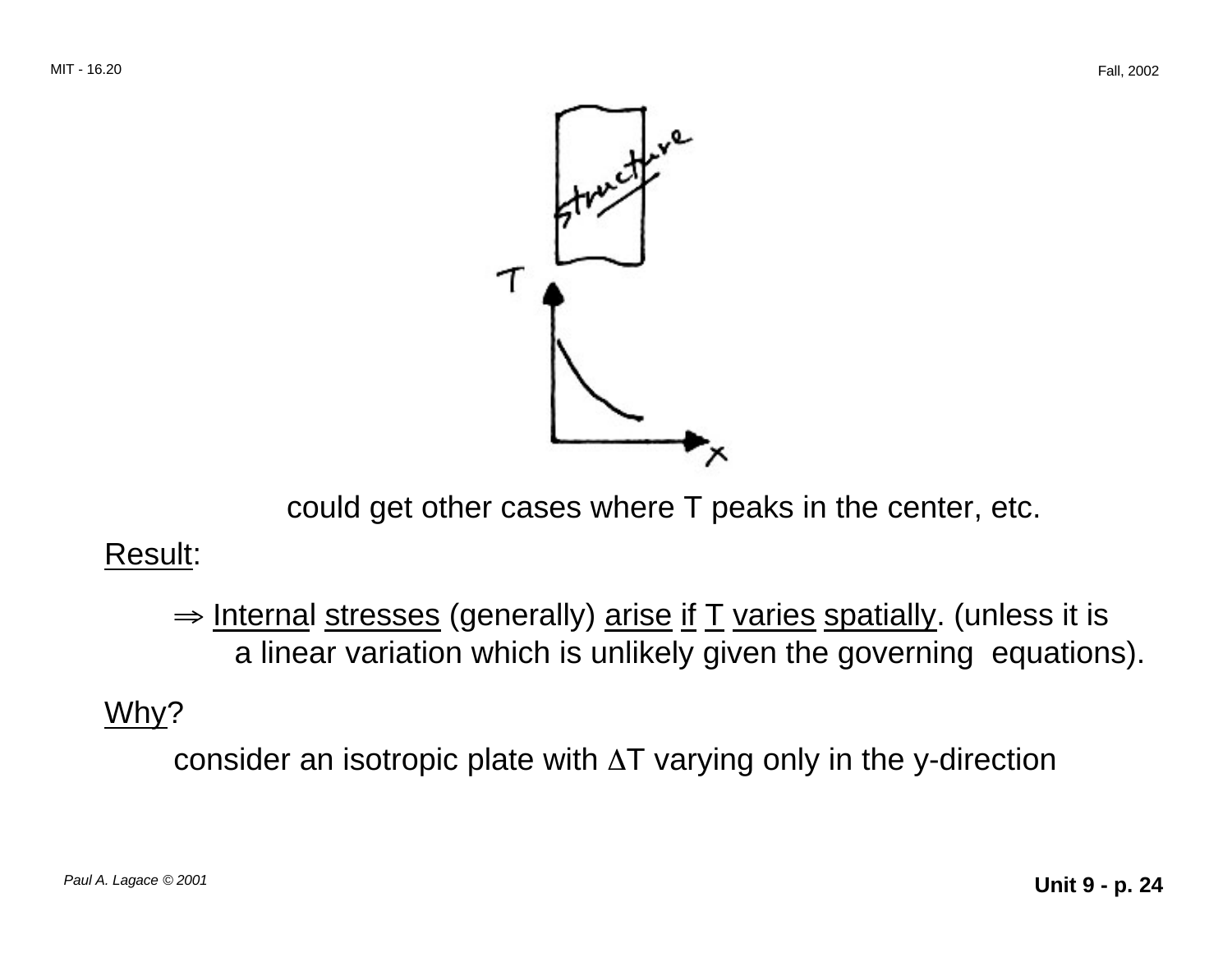could get other cases where T peaks in the center, etc.

<u>Result</u>:

⇒ <u>Internal</u> <u>stresses</u> (generally) <u>arise</u> <u>if</u> <u>T</u> <u>varies</u> <u>spatially</u>. (unless it is a linear variation which is unlikely given the governing equations).

<u>Why</u>?

consider an isotropic plate with $\Delta T$ varying only in the y-direction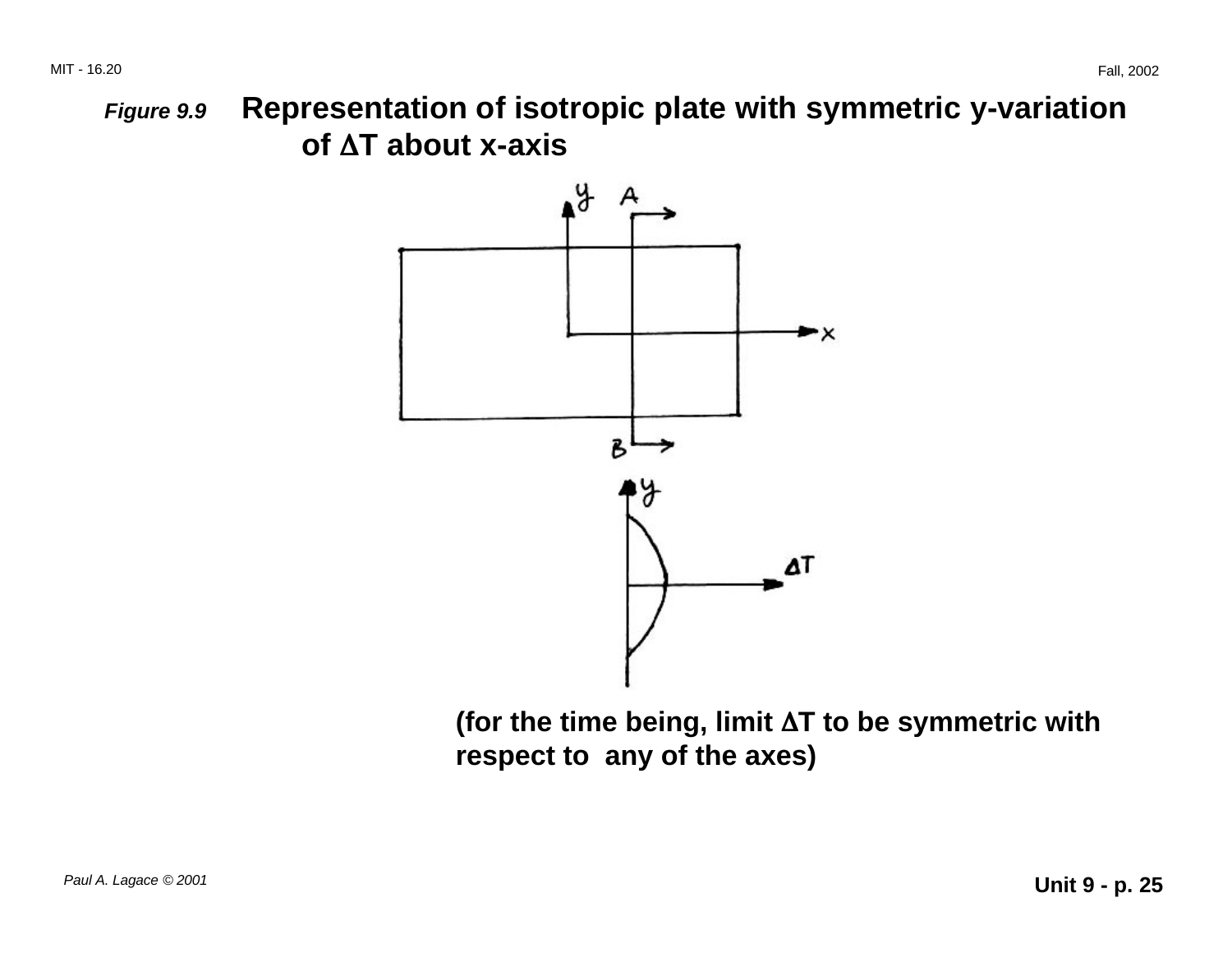***Figure 9.9*** **Representation of isotropic plate with symmetric y-variation of $\Delta T$ about x-axis**

**(for the time being, limit $\Delta T$ to be symmetric with respect to any of the axes)**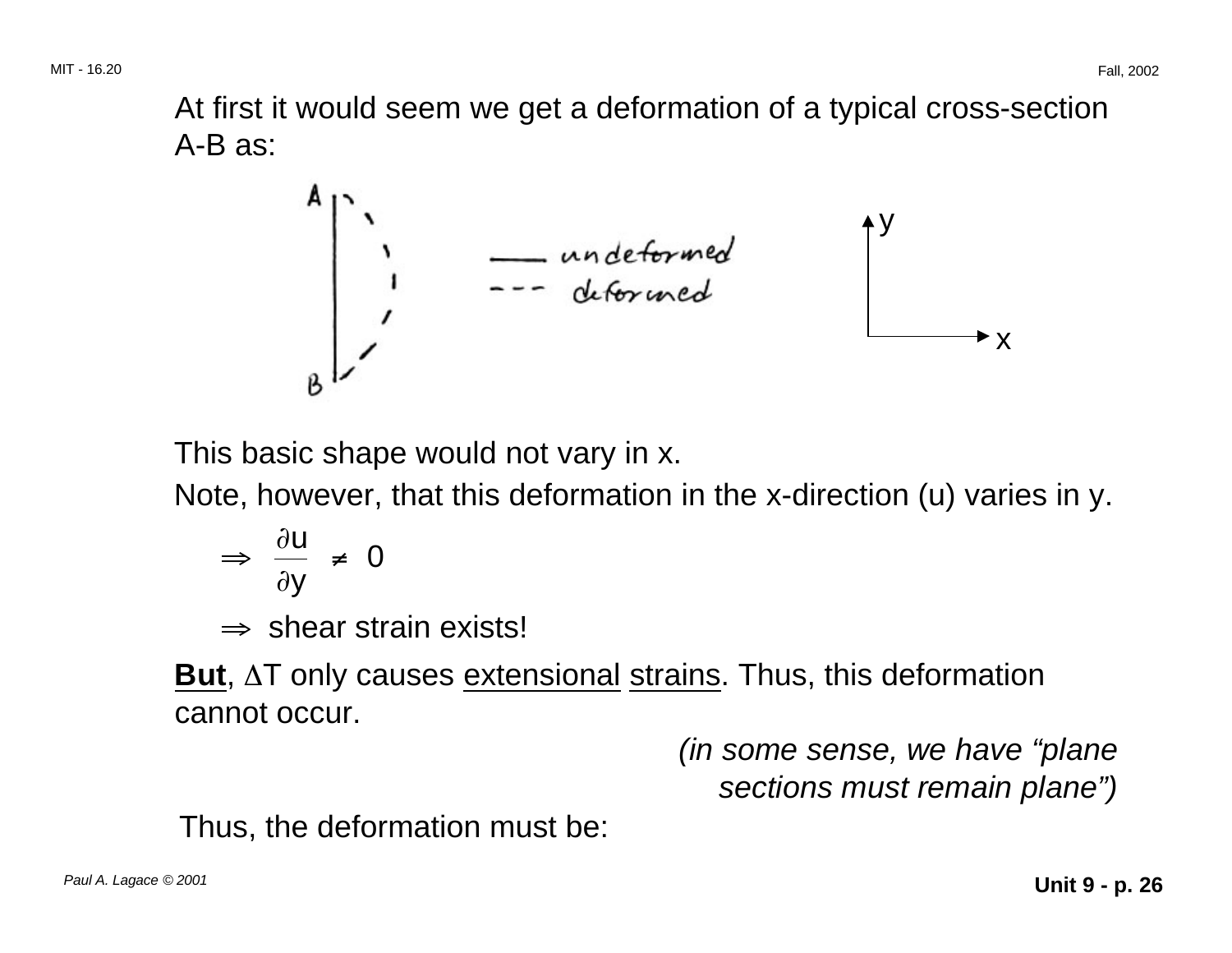At first it would seem we get a deformation of a typical cross-section A-B as:

This basic shape would not vary in x.

Note, however, that this deformation in the x-direction (u) varies in y.

$$\Rightarrow \quad \frac{\partial u}{\partial y} \neq 0$$

$\Rightarrow$ shear strain exists!

**<u>But</u>**, $\Delta T$ only causes <u>extensional</u> <u>strains</u>. Thus, this deformation cannot occur.

*(in some sense, we have "plane sections must remain plane")*

Thus, the deformation must be: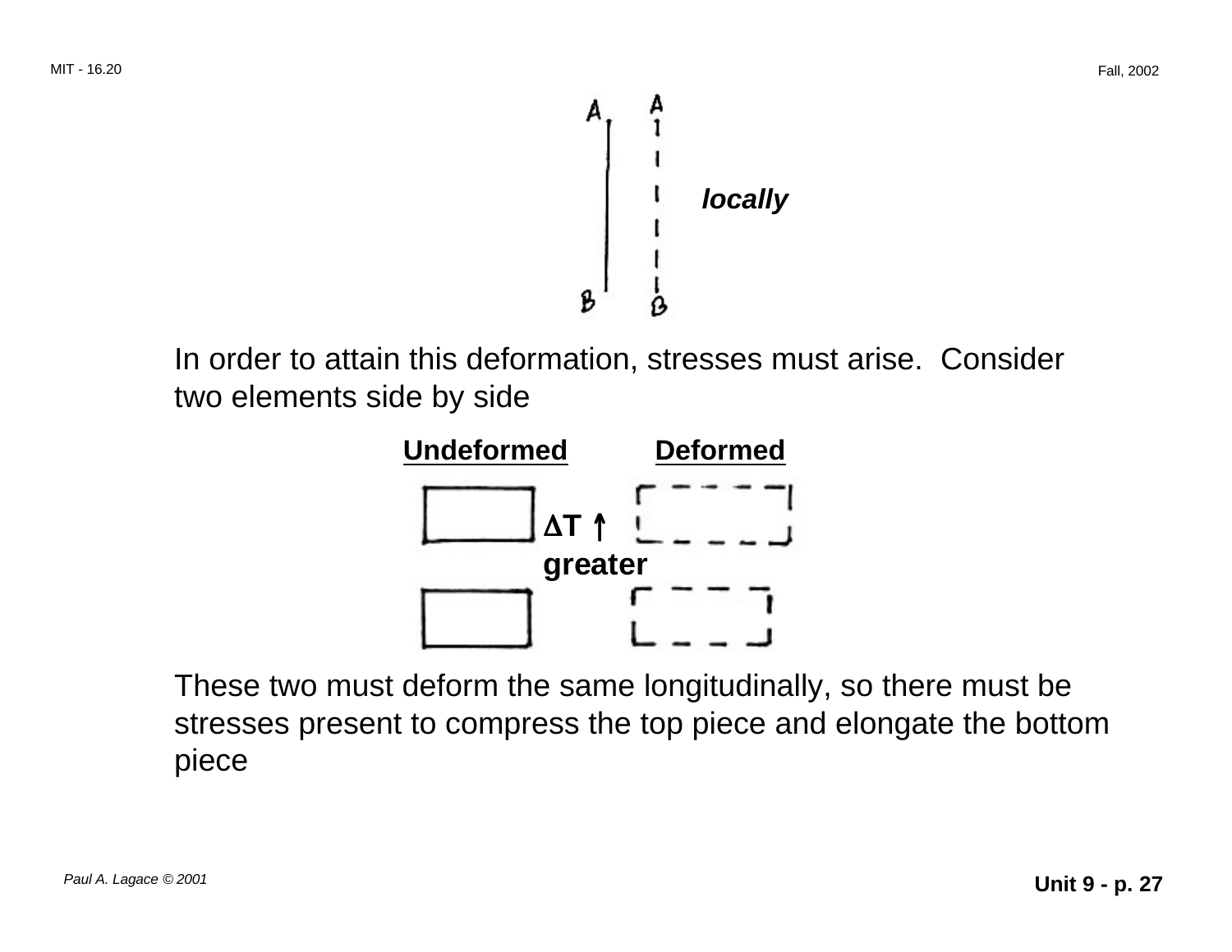*locally*

In order to attain this deformation, stresses must arise. Consider two elements side by side

**Undeformed** **Deformed**

**$\Delta T$ ↑ greater**

These two must deform the same longitudinally, so there must be stresses present to compress the top piece and elongate the bottom piece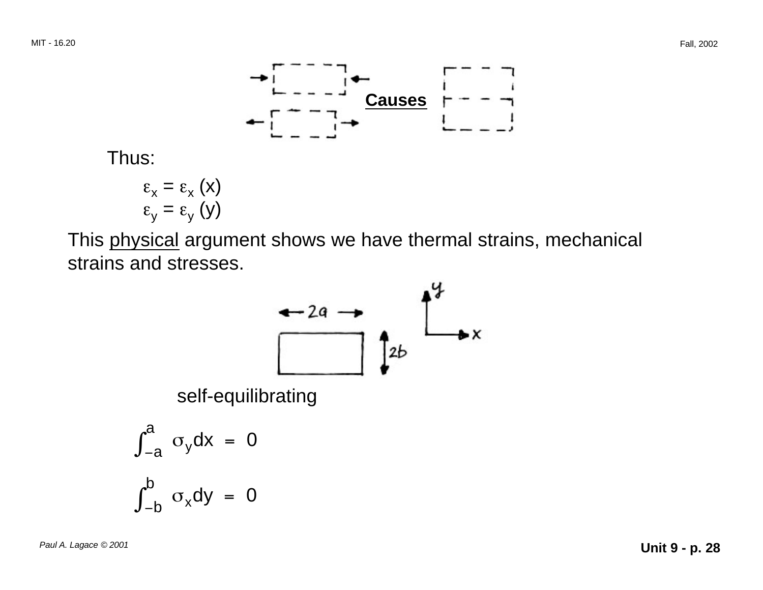**Causes**

Thus:

$$\varepsilon_x = \varepsilon_x \,(x)$$
$$\varepsilon_y = \varepsilon_y \,(y)$$

This <u>physical</u> argument shows we have thermal strains, mechanical strains and stresses.

self-equilibrating

$$\int_{-a}^{a} \sigma_y dx = 0$$

$$\int_{-b}^{b} \sigma_x dy = 0$$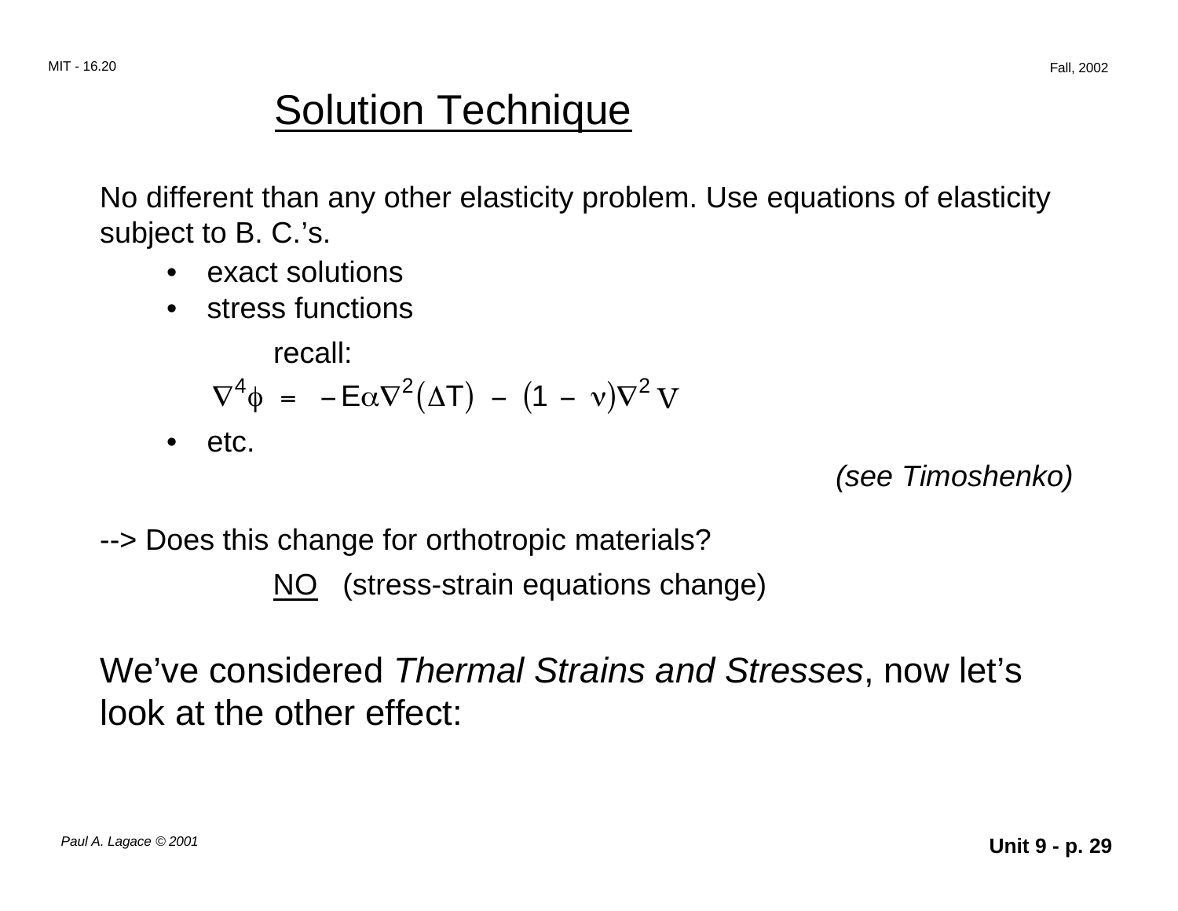# Solution Technique

No different than any other elasticity problem. Use equations of elasticity subject to B. C.'s.

- exact solutions
- stress functions

  recall:

$$\nabla^4 \phi = -E\alpha\nabla^2(\Delta T) - (1 - \nu)\nabla^2 V$$

- etc.

*(see Timoshenko)*

--> Does this change for orthotropic materials?

<u>NO</u> (stress-strain equations change)

We've considered *Thermal Strains and Stresses*, now let's look at the other effect: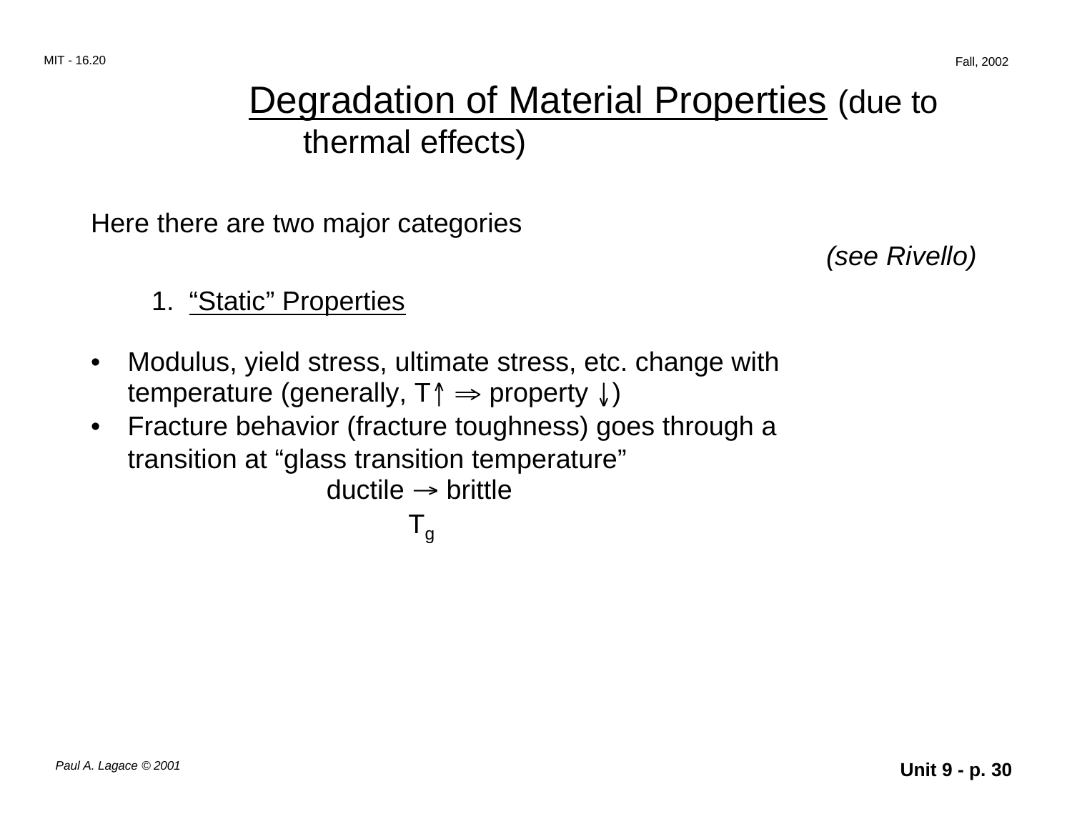# Degradation of Material Properties (due to thermal effects)

Here there are two major categories

*(see Rivello)*

1. "Static" Properties

- Modulus, yield stress, ultimate stress, etc. change with temperature (generally, $T \uparrow \Rightarrow$ property $\downarrow$)
- Fracture behavior (fracture toughness) goes through a transition at "glass transition temperature"

$$\text{ductile} \xrightarrow[T_g]{} \text{brittle}$$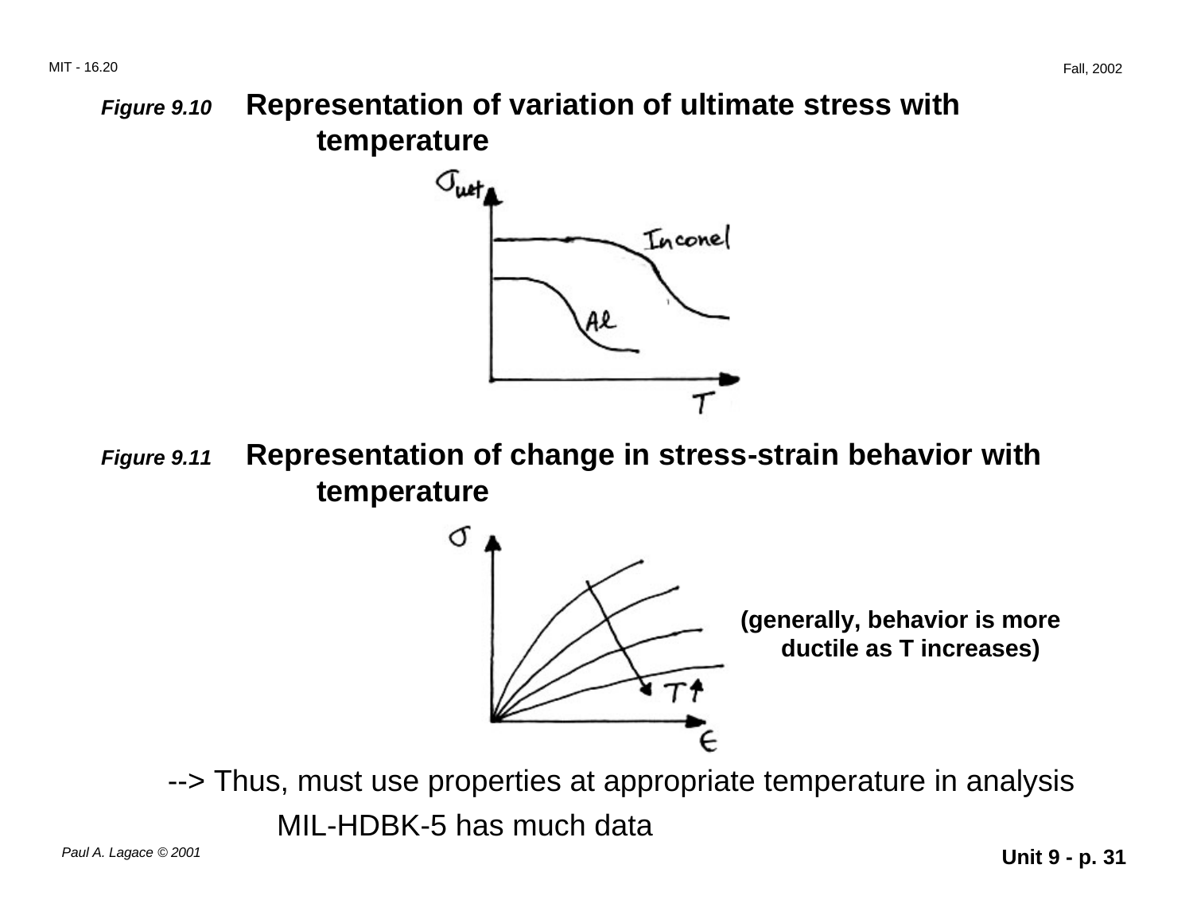*Figure 9.10* **Representation of variation of ultimate stress with temperature**

*Figure 9.11* **Representation of change in stress-strain behavior with temperature**

**(generally, behavior is more ductile as T increases)**

--> Thus, must use properties at appropriate temperature in analysis

MIL-HDBK-5 has much data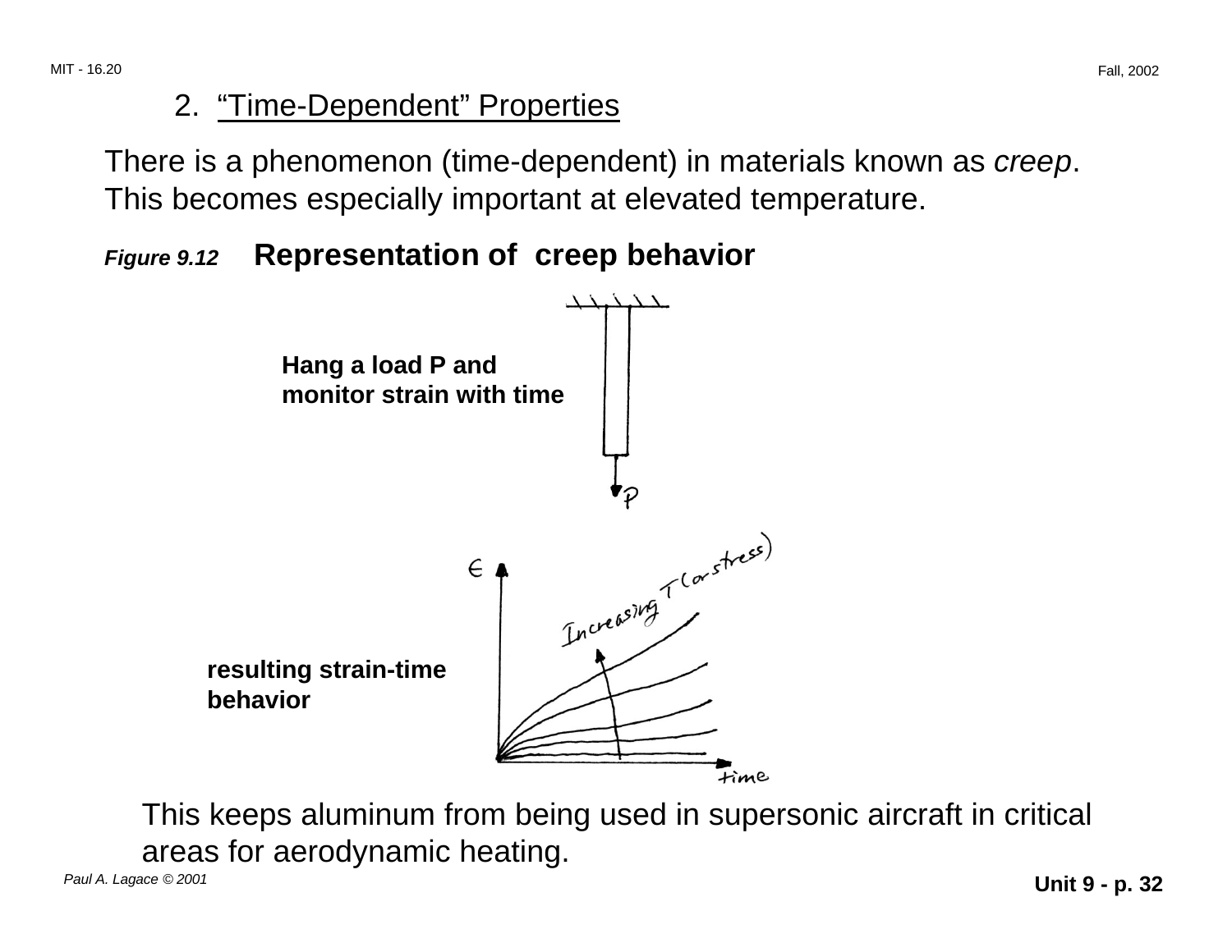## 2. “Time-Dependent” Properties

There is a phenomenon (time-dependent) in materials known as *creep*. This becomes especially important at elevated temperature.

***Figure 9.12*** **Representation of creep behavior**

**Hang a load P and monitor strain with time**

**resulting strain-time behavior**

This keeps aluminum from being used in supersonic aircraft in critical areas for aerodynamic heating.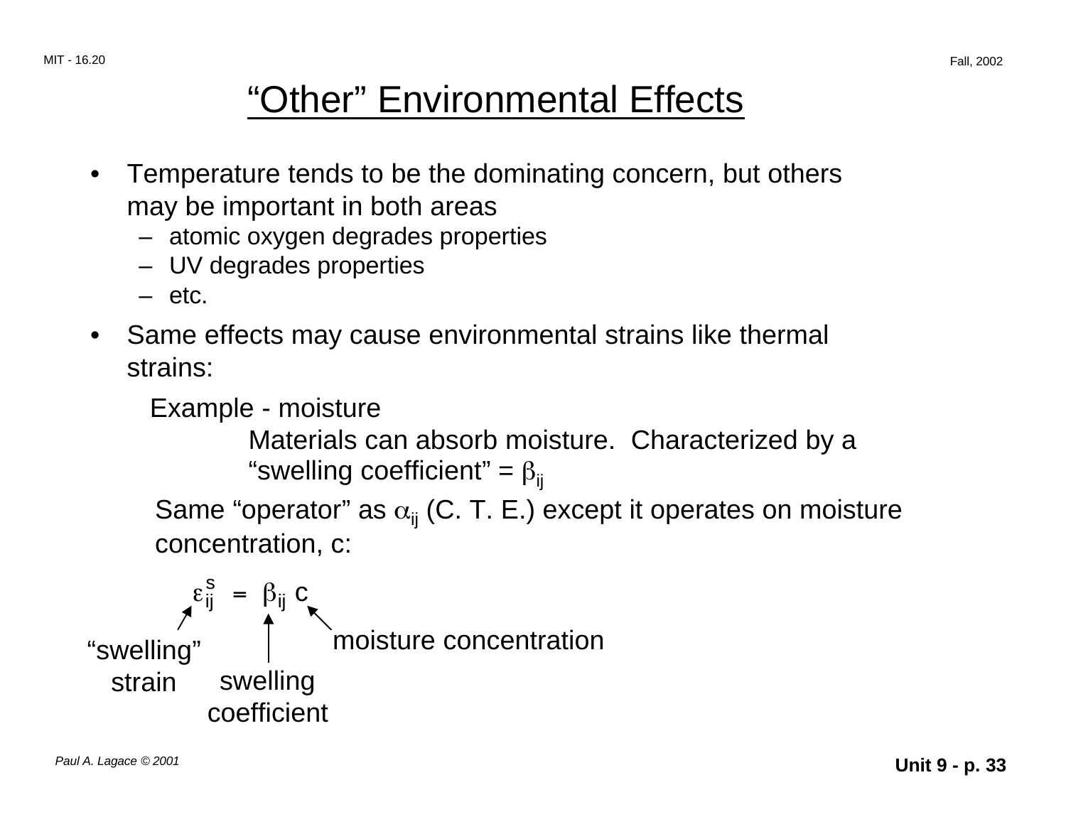# "Other" Environmental Effects

- Temperature tends to be the dominating concern, but others may be important in both areas
  - atomic oxygen degrades properties
  - UV degrades properties
  - etc.
- Same effects may cause environmental strains like thermal strains:

Example - moisture

Materials can absorb moisture. Characterized by a "swelling coefficient" = $\beta_{ij}$

Same "operator" as $\alpha_{ij}$ (C. T. E.) except it operates on moisture concentration, c:

$$\varepsilon_{ij}^{s} = \beta_{ij}\, c$$

- $\varepsilon_{ij}^{s}$ : "swelling" strain
- $\beta_{ij}$ : swelling coefficient
- $c$ : moisture concentration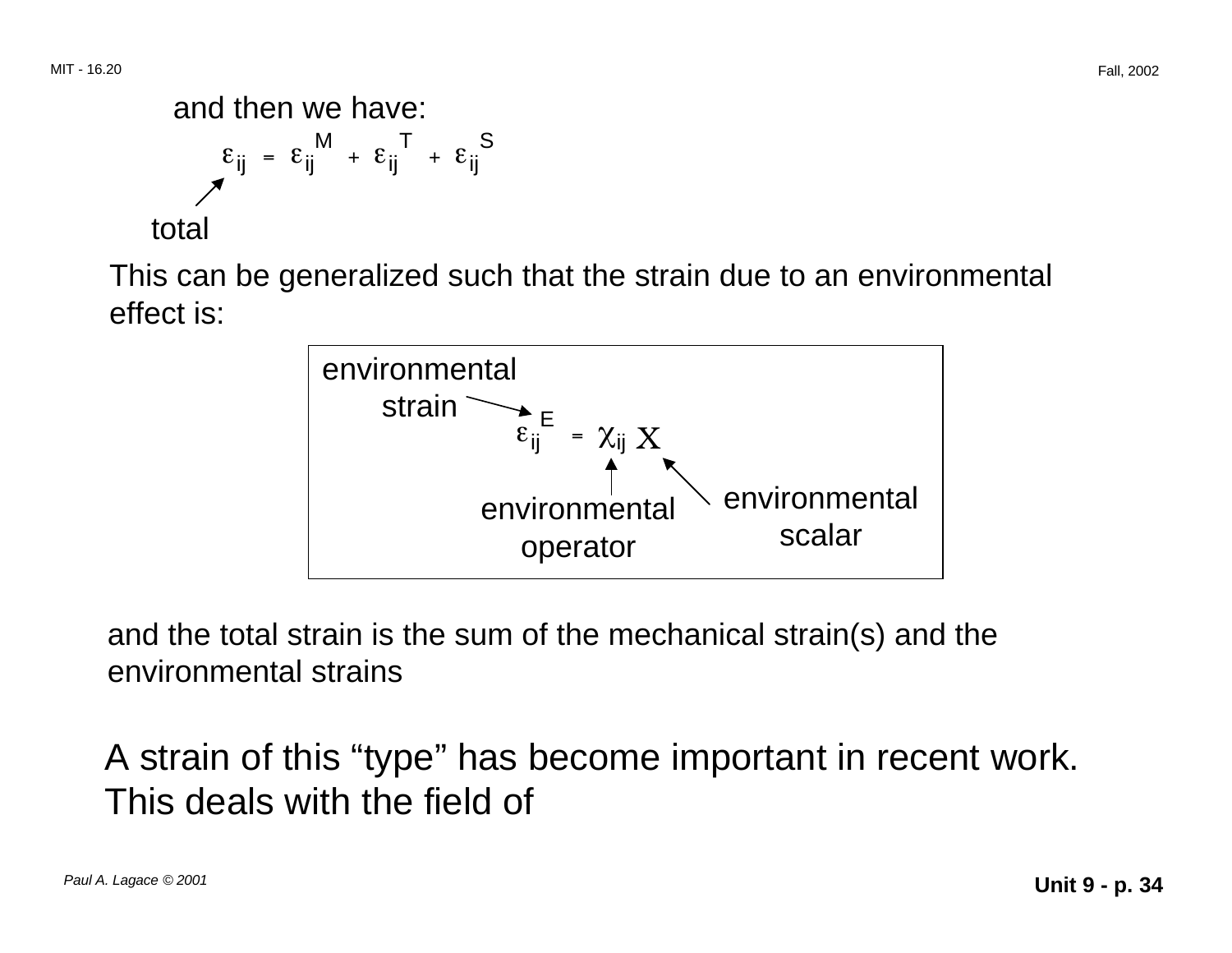and then we have:

$$\varepsilon_{ij} = \varepsilon_{ij}^{M} + \varepsilon_{ij}^{T} + \varepsilon_{ij}^{S}$$

($\varepsilon_{ij}$: total)

This can be generalized such that the strain due to an environmental effect is:

$$\varepsilon_{ij}^{E} = \chi_{ij} \, X$$

where $\varepsilon_{ij}^{E}$ = environmental strain, $\chi_{ij}$ = environmental operator, $X$ = environmental scalar

and the total strain is the sum of the mechanical strain(s) and the environmental strains

A strain of this "type" has become important in recent work. This deals with the field of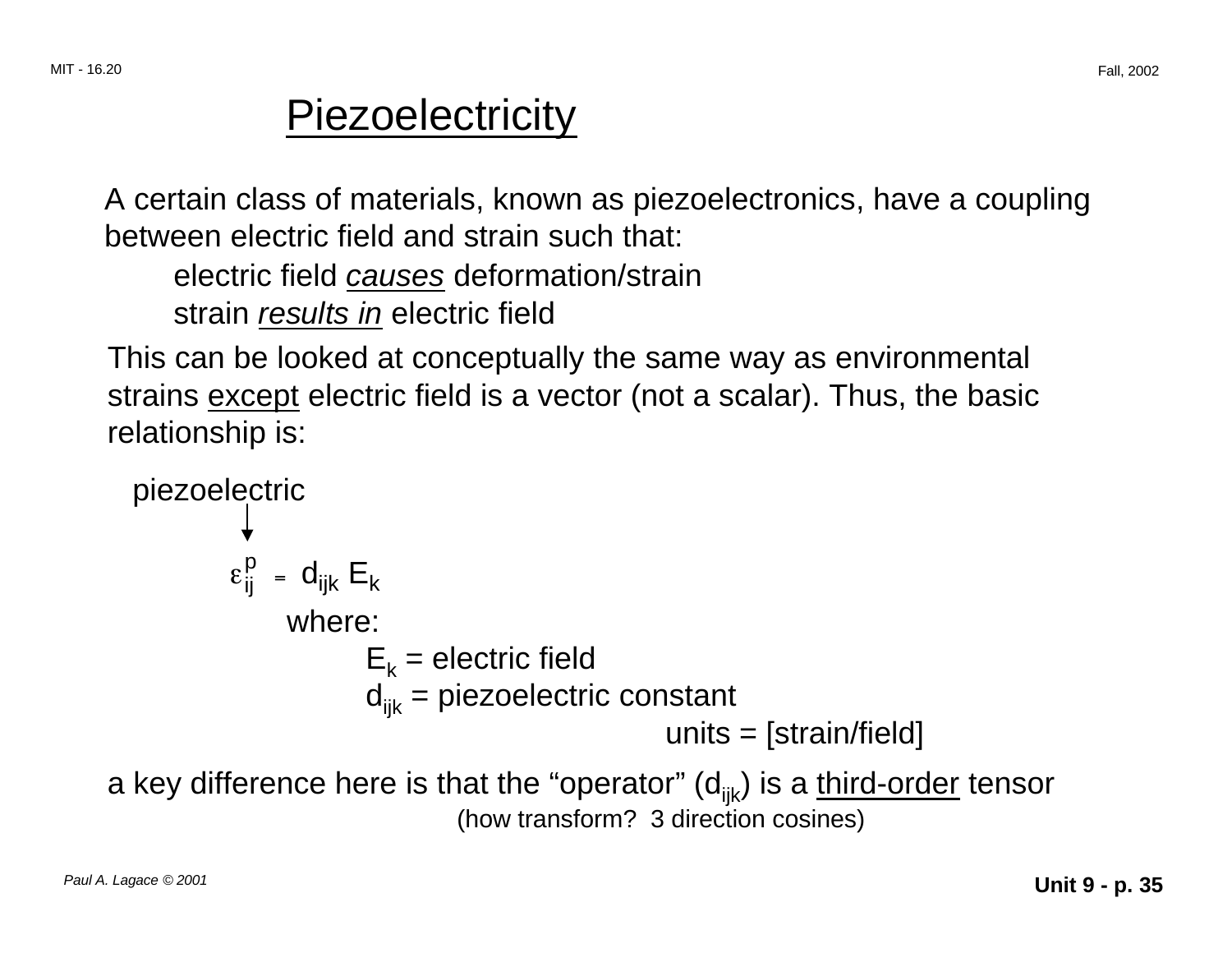# Piezoelectricity

A certain class of materials, known as piezoelectronics, have a coupling between electric field and strain such that:

electric field *causes* deformation/strain
strain *results in* electric field

This can be looked at conceptually the same way as environmental strains except electric field is a vector (not a scalar). Thus, the basic relationship is:

piezoelectric ↓

$$\varepsilon_{ij}^{p} = d_{ijk} E_k$$

where:

$E_k$ = electric field
$d_{ijk}$ = piezoelectric constant
units = [strain/field]

a key difference here is that the "operator" ($d_{ijk}$) is a third-order tensor
(how transform? 3 direction cosines)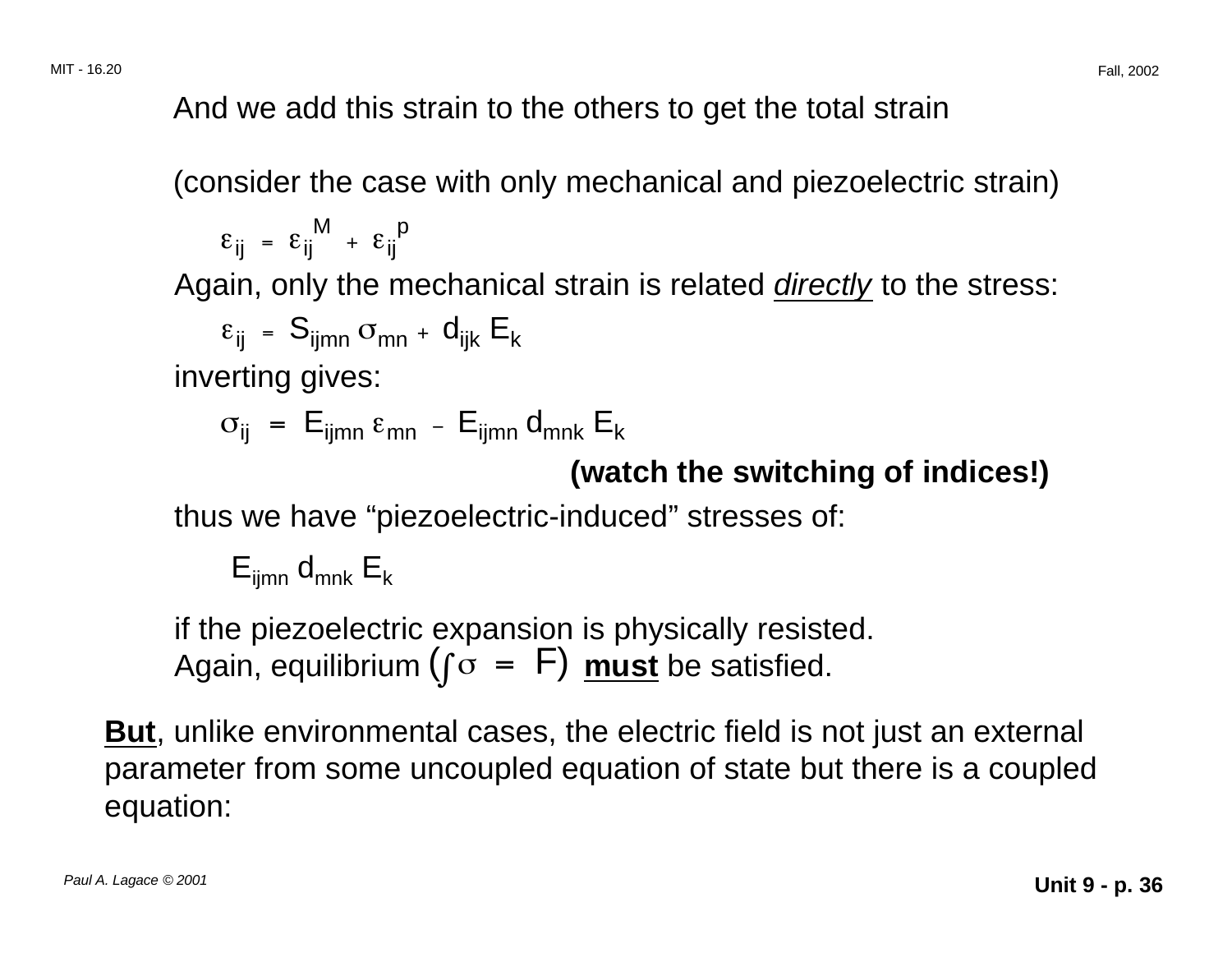And we add this strain to the others to get the total strain

(consider the case with only mechanical and piezoelectric strain)

$$\varepsilon_{ij} = \varepsilon_{ij}^{M} + \varepsilon_{ij}^{p}$$

Again, only the mechanical strain is related *directly* to the stress:

$$\varepsilon_{ij} = S_{ijmn}\,\sigma_{mn} + d_{ijk}\,E_k$$

inverting gives:

$$\sigma_{ij} = E_{ijmn}\,\varepsilon_{mn} - E_{ijmn}\,d_{mnk}\,E_k$$

**(watch the switching of indices!)**

thus we have "piezoelectric-induced" stresses of:

$$E_{ijmn}\,d_{mnk}\,E_k$$

if the piezoelectric expansion is physically resisted.
Again, equilibrium $\left(\int \sigma = F\right)$ **must** be satisfied.

**But**, unlike environmental cases, the electric field is not just an external parameter from some uncoupled equation of state but there is a coupled equation: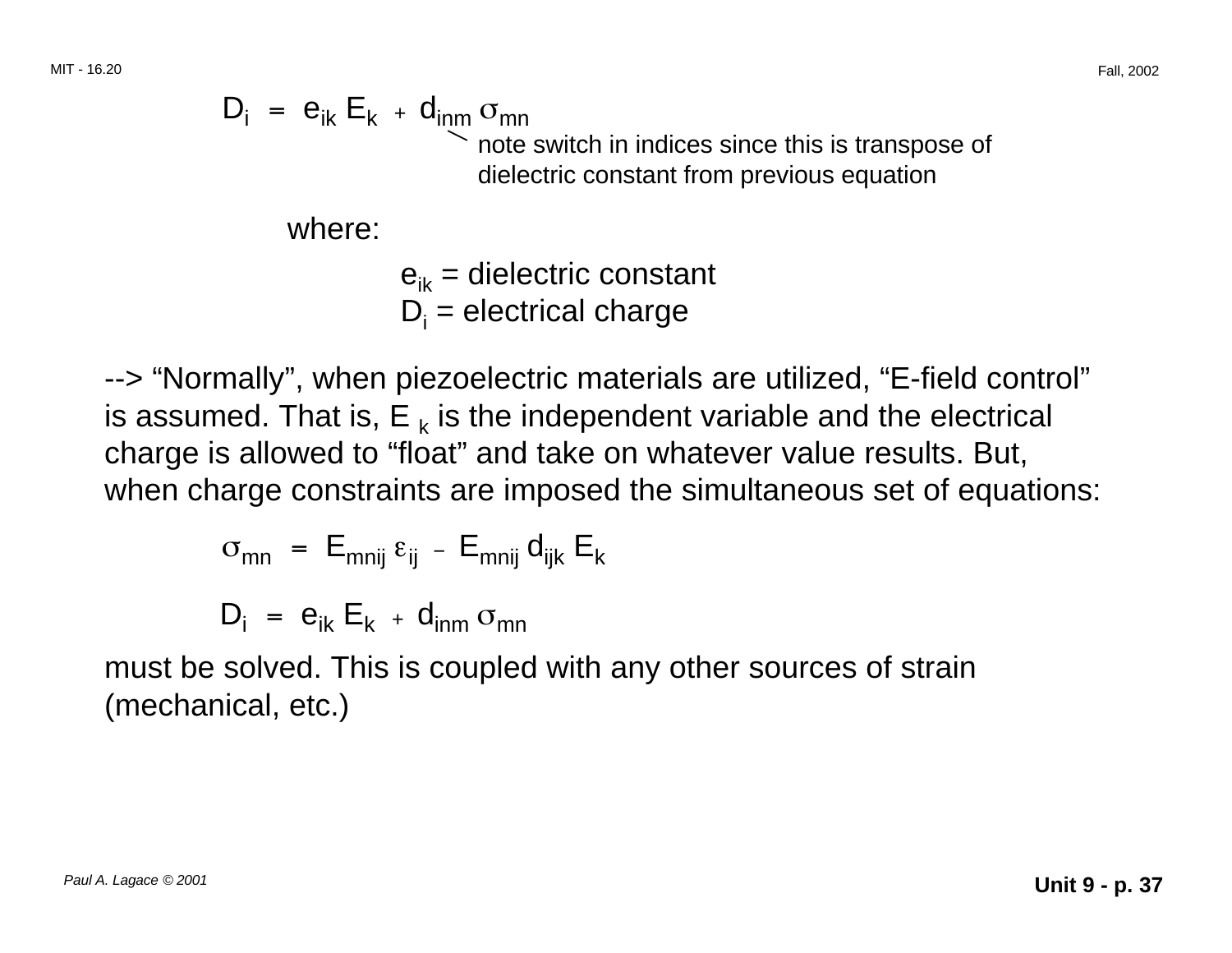$$D_i = e_{ik} E_k + d_{inm} \sigma_{mn}$$

note switch in indices since this is transpose of dielectric constant from previous equation

where:

$e_{ik}$ = dielectric constant
$D_i$ = electrical charge

--> "Normally", when piezoelectric materials are utilized, "E-field control" is assumed. That is, $E_k$ is the independent variable and the electrical charge is allowed to "float" and take on whatever value results. But, when charge constraints are imposed the simultaneous set of equations:

$$\sigma_{mn} = E_{mnij} \varepsilon_{ij} - E_{mnij} d_{ijk} E_k$$

$$D_i = e_{ik} E_k + d_{inm} \sigma_{mn}$$

must be solved. This is coupled with any other sources of strain (mechanical, etc.)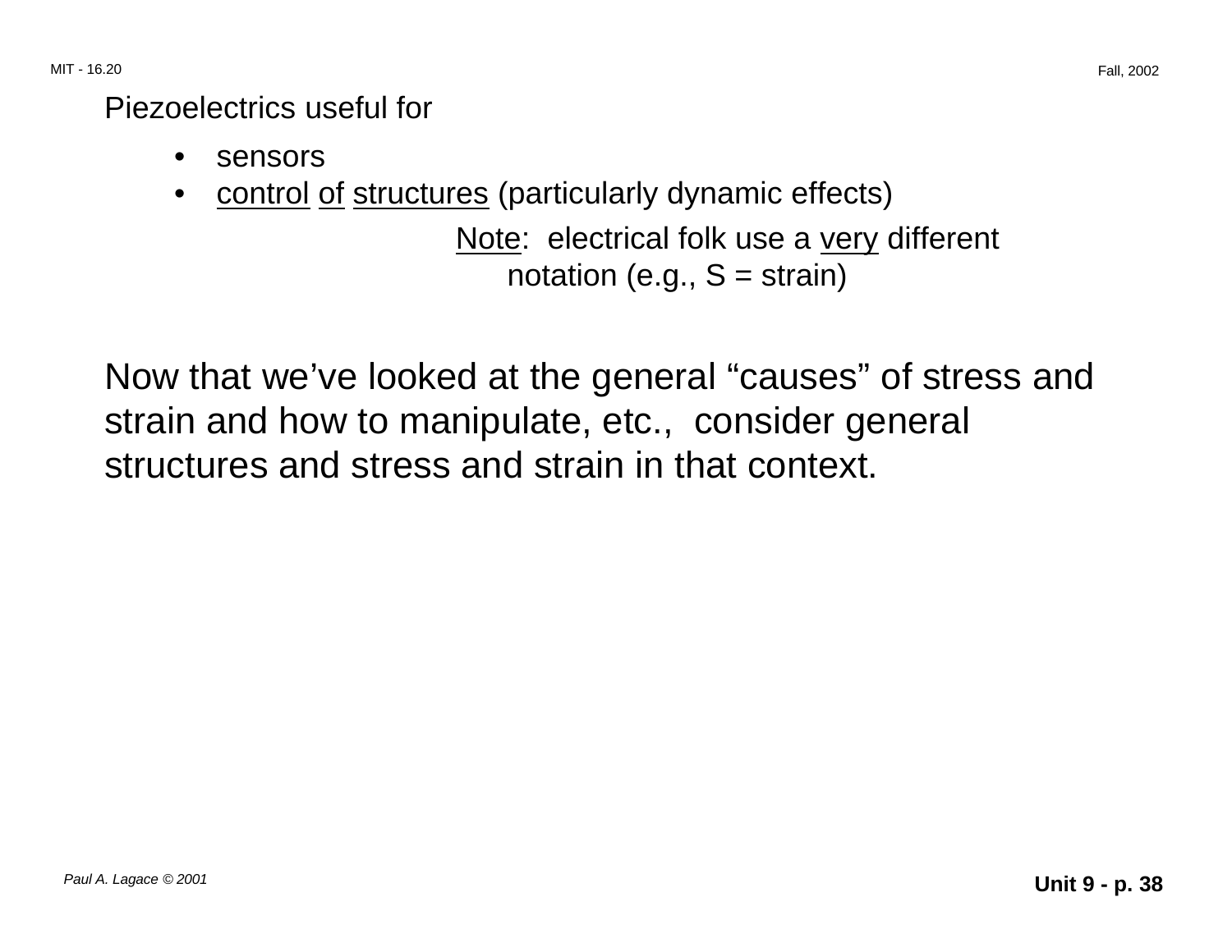Piezoelectrics useful for

- sensors
- <u>control</u> <u>of</u> <u>structures</u> (particularly dynamic effects)

<u>Note</u>: electrical folk use a <u>very</u> different notation (e.g., S = strain)

Now that we've looked at the general "causes" of stress and strain and how to manipulate, etc., consider general structures and stress and strain in that context.